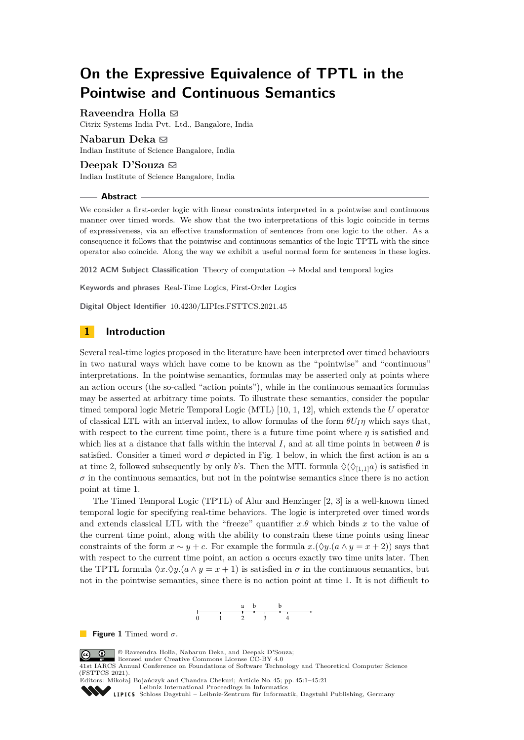# On the Expressive Equivalence of TPTL in the Pointwise and Continuous Semantics

**Raveendra Holla** ✉
Citrix Systems India Pvt. Ltd., Bangalore, India

**Nabarun Deka** ✉
Indian Institute of Science Bangalore, India

**Deepak D'Souza** ✉
Indian Institute of Science Bangalore, India

## Abstract

We consider a first-order logic with linear constraints interpreted in a pointwise and continuous manner over timed words. We show that the two interpretations of this logic coincide in terms of expressiveness, via an effective transformation of sentences from one logic to the other. As a consequence it follows that the pointwise and continuous semantics of the logic TPTL with the since operator also coincide. Along the way we exhibit a useful normal form for sentences in these logics.

**2012 ACM Subject Classification** Theory of computation → Modal and temporal logics

**Keywords and phrases** Real-Time Logics, First-Order Logics

**Digital Object Identifier** 10.4230/LIPIcs.FSTTCS.2021.45

## 1 Introduction

Several real-time logics proposed in the literature have been interpreted over timed behaviours in two natural ways which have come to be known as the "pointwise" and "continuous" interpretations. In the pointwise semantics, formulas may be asserted only at points where an action occurs (the so-called "action points"), while in the continuous semantics formulas may be asserted at arbitrary time points. To illustrate these semantics, consider the popular timed temporal logic Metric Temporal Logic (MTL) [10, 1, 12], which extends the $U$ operator of classical LTL with an interval index, to allow formulas of the form $\theta U_I \eta$ which says that, with respect to the current time point, there is a future time point where $\eta$ is satisfied and which lies at a distance that falls within the interval $I$, and at all time points in between $\theta$ is satisfied. Consider a timed word $\sigma$ depicted in Fig. 1 below, in which the first action is an $a$ at time 2, followed subsequently by only $b$'s. Then the MTL formula $\Diamond(\Diamond_{[1,1]}a)$ is satisfied in $\sigma$ in the continuous semantics, but not in the pointwise semantics since there is no action point at time 1.

The Timed Temporal Logic (TPTL) of Alur and Henzinger [2, 3] is a well-known timed temporal logic for specifying real-time behaviors. The logic is interpreted over timed words and extends classical LTL with the "freeze" quantifier $x.\theta$ which binds $x$ to the value of the current time point, along with the ability to constrain these time points using linear constraints of the form $x \sim y + c$. For example the formula $x.(\Diamond y.(a \wedge y = x + 2))$ says that with respect to the current time point, an action $a$ occurs exactly two time units later. Then the TPTL formula $\Diamond x.\Diamond y.(a \wedge y = x + 1)$ is satisfied in $\sigma$ in the continuous semantics, but not in the pointwise semantics, since there is no action point at time 1. It is not difficult to

**Figure 1** Timed word $\sigma$.

© Raveendra Holla, Nabarun Deka, and Deepak D'Souza;
licensed under Creative Commons License CC-BY 4.0
41st IARCS Annual Conference on Foundations of Software Technology and Theoretical Computer Science (FSTTCS 2021).
Editors: Mikołaj Bojańczyk and Chandra Chekuri; Article No. 45; pp. 45:1–45:21
Leibniz International Proceedings in Informatics
Schloss Dagstuhl – Leibniz-Zentrum für Informatik, Dagstuhl Publishing, Germany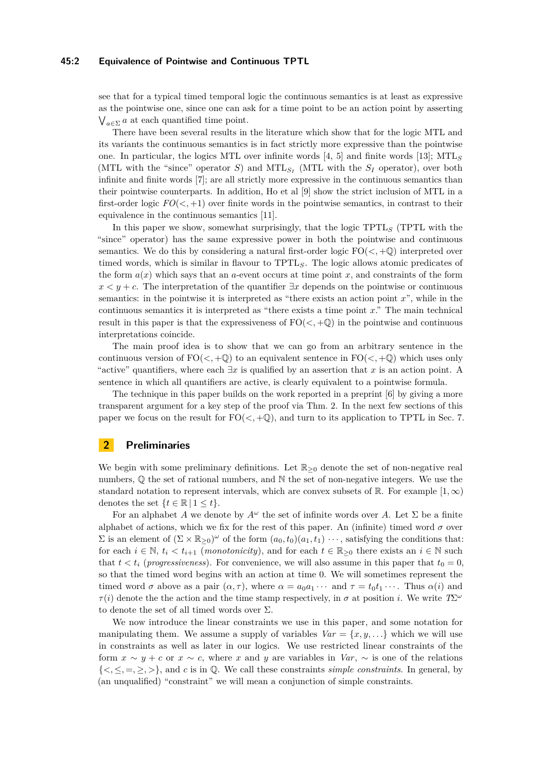see that for a typical timed temporal logic the continuous semantics is at least as expressive as the pointwise one, since one can ask for a time point to be an action point by asserting $\bigvee_{a\in\Sigma} a$ at each quantified time point.

There have been several results in the literature which show that for the logic MTL and its variants the continuous semantics is in fact strictly more expressive than the pointwise one. In particular, the logics MTL over infinite words [4, 5] and finite words [13]; $\mathrm{MTL}_S$ (MTL with the "since" operator $S$) and $\mathrm{MTL}_{S_I}$ (MTL with the $S_I$ operator), over both infinite and finite words [7]; are all strictly more expressive in the continuous semantics than their pointwise counterparts. In addition, Ho et al [9] show the strict inclusion of MTL in a first-order logic $FO(<,+1)$ over finite words in the pointwise semantics, in contrast to their equivalence in the continuous semantics [11].

In this paper we show, somewhat surprisingly, that the logic $\mathrm{TPTL}_S$ (TPTL with the "since" operator) has the same expressive power in both the pointwise and continuous semantics. We do this by considering a natural first-order logic $\mathrm{FO}(<,+\mathbb{Q})$ interpreted over timed words, which is similar in flavour to $\mathrm{TPTL}_S$. The logic allows atomic predicates of the form $a(x)$ which says that an $a$-event occurs at time point $x$, and constraints of the form $x < y + c$. The interpretation of the quantifier $\exists x$ depends on the pointwise or continuous semantics: in the pointwise it is interpreted as "there exists an action point $x$", while in the continuous semantics it is interpreted as "there exists a time point $x$." The main technical result in this paper is that the expressiveness of $\mathrm{FO}(<,+\mathbb{Q})$ in the pointwise and continuous interpretations coincide.

The main proof idea is to show that we can go from an arbitrary sentence in the continuous version of $\mathrm{FO}(<,+\mathbb{Q})$ to an equivalent sentence in $\mathrm{FO}(<,+\mathbb{Q})$ which uses only "active" quantifiers, where each $\exists x$ is qualified by an assertion that $x$ is an action point. A sentence in which all quantifiers are active, is clearly equivalent to a pointwise formula.

The technique in this paper builds on the work reported in a preprint [6] by giving a more transparent argument for a key step of the proof via Thm. 2. In the next few sections of this paper we focus on the result for $\mathrm{FO}(<,+\mathbb{Q})$, and turn to its application to TPTL in Sec. 7.

## 2 Preliminaries

We begin with some preliminary definitions. Let $\mathbb{R}_{\geq 0}$ denote the set of non-negative real numbers, $\mathbb{Q}$ the set of rational numbers, and $\mathbb{N}$ the set of non-negative integers. We use the standard notation to represent intervals, which are convex subsets of $\mathbb{R}$. For example $[1,\infty)$ denotes the set $\{t \in \mathbb{R} \mid 1 \leq t\}$.

For an alphabet $A$ we denote by $A^\omega$ the set of infinite words over $A$. Let $\Sigma$ be a finite alphabet of actions, which we fix for the rest of this paper. An (infinite) timed word $\sigma$ over $\Sigma$ is an element of $(\Sigma \times \mathbb{R}_{\geq 0})^\omega$ of the form $(a_0,t_0)(a_1,t_1)\cdots$, satisfying the conditions that: for each $i \in \mathbb{N}$, $t_i < t_{i+1}$ (*monotonicity*), and for each $t \in \mathbb{R}_{\geq 0}$ there exists an $i \in \mathbb{N}$ such that $t < t_i$ (*progressiveness*). For convenience, we will also assume in this paper that $t_0 = 0$, so that the timed word begins with an action at time 0. We will sometimes represent the timed word $\sigma$ above as a pair $(\alpha,\tau)$, where $\alpha = a_0a_1\cdots$ and $\tau = t_0t_1\cdots$. Thus $\alpha(i)$ and $\tau(i)$ denote the the action and the time stamp respectively, in $\sigma$ at position $i$. We write $T\Sigma^\omega$ to denote the set of all timed words over $\Sigma$.

We now introduce the linear constraints we use in this paper, and some notation for manipulating them. We assume a supply of variables $Var = \{x, y, \ldots\}$ which we will use in constraints as well as later in our logics. We use restricted linear constraints of the form $x \sim y + c$ or $x \sim c$, where $x$ and $y$ are variables in $Var$, $\sim$ is one of the relations $\{<, \leq, =, \geq, >\}$, and $c$ is in $\mathbb{Q}$. We call these constraints *simple constraints*. In general, by (an unqualified) "constraint" we will mean a conjunction of simple constraints.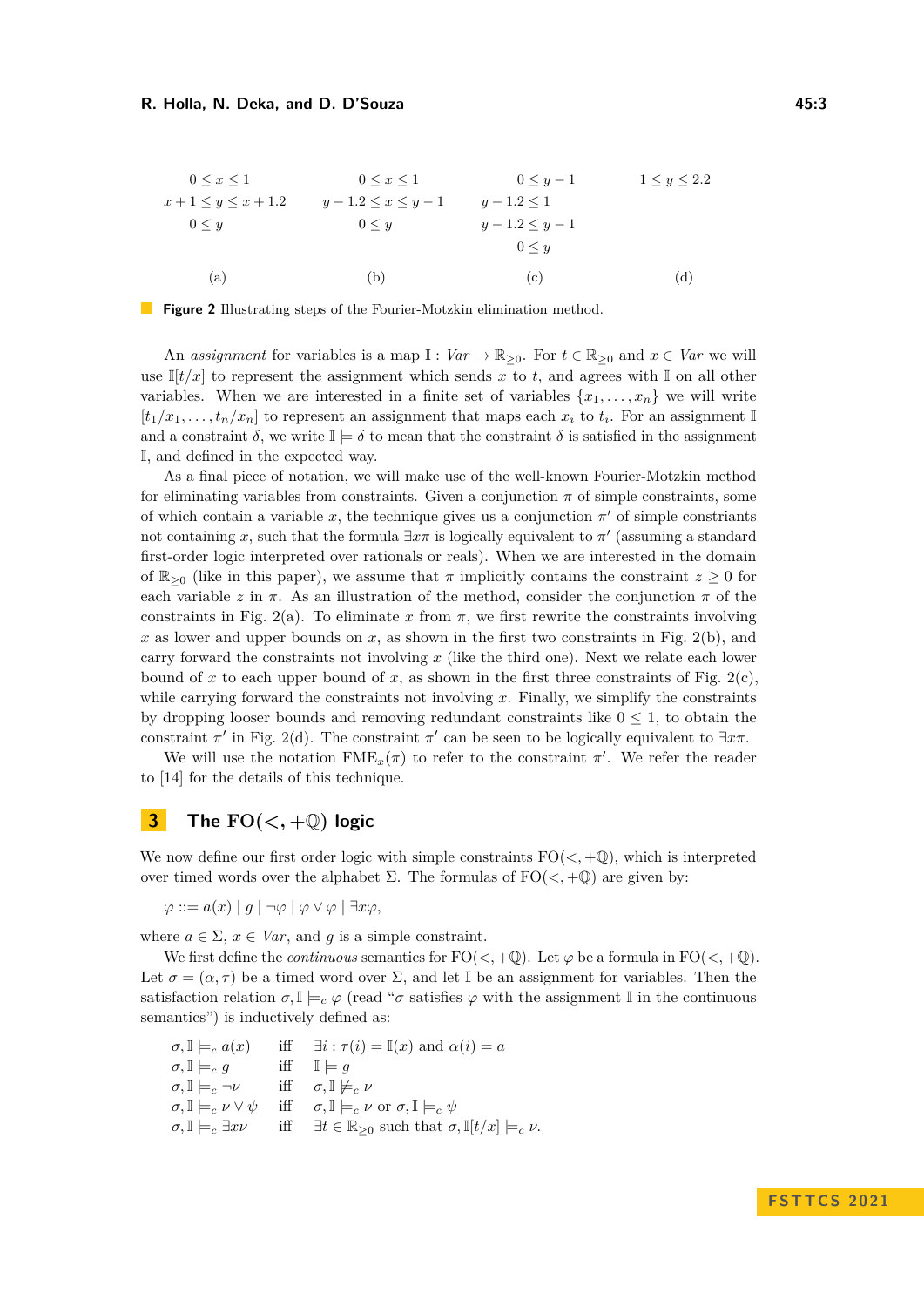$$
\begin{array}{cccc}
\begin{array}{c} 0 \le x \le 1 \\ x+1 \le y \le x+1.2 \\ 0 \le y \end{array} &
\begin{array}{c} 0 \le x \le 1 \\ y-1.2 \le x \le y-1 \\ 0 \le y \end{array} &
\begin{array}{c} 0 \le y-1 \\ y-1.2 \le 1 \\ y-1.2 \le y-1 \\ 0 \le y \end{array} &
\begin{array}{c} 1 \le y \le 2.2 \end{array} \\
\text{(a)} & \text{(b)} & \text{(c)} & \text{(d)}
\end{array}
$$

**Figure 2** Illustrating steps of the Fourier-Motzkin elimination method.

An *assignment* for variables is a map $\mathbb{I} : \mathit{Var} \to \mathbb{R}_{\ge 0}$. For $t \in \mathbb{R}_{\ge 0}$ and $x \in \mathit{Var}$ we will use $\mathbb{I}[t/x]$ to represent the assignment which sends $x$ to $t$, and agrees with $\mathbb{I}$ on all other variables. When we are interested in a finite set of variables $\{x_1, \dots, x_n\}$ we will write $[t_1/x_1, \dots, t_n/x_n]$ to represent an assignment that maps each $x_i$ to $t_i$. For an assignment $\mathbb{I}$ and a constraint $\delta$, we write $\mathbb{I} \models \delta$ to mean that the constraint $\delta$ is satisfied in the assignment $\mathbb{I}$, and defined in the expected way.

As a final piece of notation, we will make use of the well-known Fourier-Motzkin method for eliminating variables from constraints. Given a conjunction $\pi$ of simple constraints, some of which contain a variable $x$, the technique gives us a conjunction $\pi'$ of simple constraints not containing $x$, such that the formula $\exists x \pi$ is logically equivalent to $\pi'$ (assuming a standard first-order logic interpreted over rationals or reals). When we are interested in the domain of $\mathbb{R}_{\ge 0}$ (like in this paper), we assume that $\pi$ implicitly contains the constraint $z \ge 0$ for each variable $z$ in $\pi$. As an illustration of the method, consider the conjunction $\pi$ of the constraints in Fig. 2(a). To eliminate $x$ from $\pi$, we first rewrite the constraints involving $x$ as lower and upper bounds on $x$, as shown in the first two constraints in Fig. 2(b), and carry forward the constraints not involving $x$ (like the third one). Next we relate each lower bound of $x$ to each upper bound of $x$, as shown in the first three constraints of Fig. 2(c), while carrying forward the constraints not involving $x$. Finally, we simplify the constraints by dropping looser bounds and removing redundant constraints like $0 \le 1$, to obtain the constraint $\pi'$ in Fig. 2(d). The constraint $\pi'$ can be seen to be logically equivalent to $\exists x \pi$.

We will use the notation $\mathrm{FME}_x(\pi)$ to refer to the constraint $\pi'$. We refer the reader to [14] for the details of this technique.

## 3 The FO($<, +\mathbb{Q}$) logic

We now define our first order logic with simple constraints FO($<, +\mathbb{Q}$), which is interpreted over timed words over the alphabet $\Sigma$. The formulas of FO($<, +\mathbb{Q}$) are given by:

$$\varphi ::= a(x) \mid g \mid \neg\varphi \mid \varphi \vee \varphi \mid \exists x \varphi,$$

where $a \in \Sigma$, $x \in \mathit{Var}$, and $g$ is a simple constraint.

We first define the *continuous* semantics for FO($<, +\mathbb{Q}$). Let $\varphi$ be a formula in FO($<, +\mathbb{Q}$). Let $\sigma = (\alpha, \tau)$ be a timed word over $\Sigma$, and let $\mathbb{I}$ be an assignment for variables. Then the satisfaction relation $\sigma, \mathbb{I} \models_c \varphi$ (read "$\sigma$ satisfies $\varphi$ with the assignment $\mathbb{I}$ in the continuous semantics") is inductively defined as:

$$
\begin{array}{lll}
\sigma, \mathbb{I} \models_c a(x) & \text{iff} & \exists i : \tau(i) = \mathbb{I}(x) \text{ and } \alpha(i) = a \\
\sigma, \mathbb{I} \models_c g & \text{iff} & \mathbb{I} \models g \\
\sigma, \mathbb{I} \models_c \neg\nu & \text{iff} & \sigma, \mathbb{I} \not\models_c \nu \\
\sigma, \mathbb{I} \models_c \nu \vee \psi & \text{iff} & \sigma, \mathbb{I} \models_c \nu \text{ or } \sigma, \mathbb{I} \models_c \psi \\
\sigma, \mathbb{I} \models_c \exists x \nu & \text{iff} & \exists t \in \mathbb{R}_{\ge 0} \text{ such that } \sigma, \mathbb{I}[t/x] \models_c \nu.
\end{array}
$$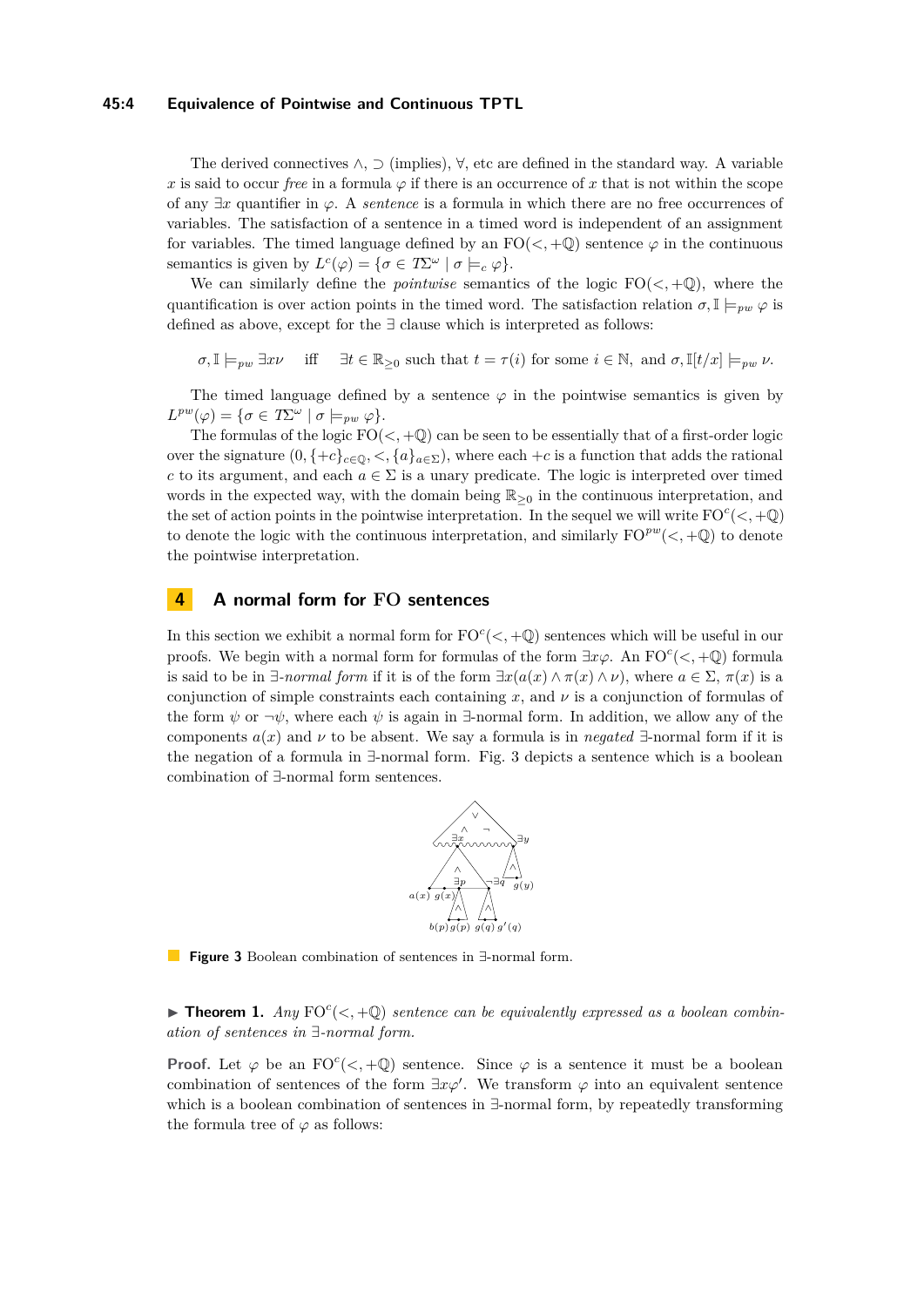The derived connectives $\wedge$, $\supset$ (implies), $\forall$, etc are defined in the standard way. A variable $x$ is said to occur *free* in a formula $\varphi$ if there is an occurrence of $x$ that is not within the scope of any $\exists x$ quantifier in $\varphi$. A *sentence* is a formula in which there are no free occurrences of variables. The satisfaction of a sentence in a timed word is independent of an assignment for variables. The timed language defined by an $\mathrm{FO}(<,+\mathbb{Q})$ sentence $\varphi$ in the continuous semantics is given by $L^c(\varphi) = \{\sigma \in T\Sigma^\omega \mid \sigma \models_c \varphi\}$.

We can similarly define the *pointwise* semantics of the logic $\mathrm{FO}(<,+\mathbb{Q})$, where the quantification is over action points in the timed word. The satisfaction relation $\sigma, \mathbb{I} \models_{pw} \varphi$ is defined as above, except for the $\exists$ clause which is interpreted as follows:

$$\sigma, \mathbb{I} \models_{pw} \exists x \nu \quad \text{iff} \quad \exists t \in \mathbb{R}_{\geq 0} \text{ such that } t = \tau(i) \text{ for some } i \in \mathbb{N}, \text{ and } \sigma, \mathbb{I}[t/x] \models_{pw} \nu.$$

The timed language defined by a sentence $\varphi$ in the pointwise semantics is given by $L^{pw}(\varphi) = \{\sigma \in T\Sigma^\omega \mid \sigma \models_{pw} \varphi\}$.

The formulas of the logic $\mathrm{FO}(<,+\mathbb{Q})$ can be seen to be essentially that of a first-order logic over the signature $(0, \{+c\}_{c\in\mathbb{Q}}, <, \{a\}_{a\in\Sigma})$, where each $+c$ is a function that adds the rational $c$ to its argument, and each $a \in \Sigma$ is a unary predicate. The logic is interpreted over timed words in the expected way, with the domain being $\mathbb{R}_{\geq 0}$ in the continuous interpretation, and the set of action points in the pointwise interpretation. In the sequel we will write $\mathrm{FO}^c(<,+\mathbb{Q})$ to denote the logic with the continuous interpretation, and similarly $\mathrm{FO}^{pw}(<,+\mathbb{Q})$ to denote the pointwise interpretation.

## 4 A normal form for FO sentences

In this section we exhibit a normal form for $\mathrm{FO}^c(<,+\mathbb{Q})$ sentences which will be useful in our proofs. We begin with a normal form for formulas of the form $\exists x\varphi$. An $\mathrm{FO}^c(<,+\mathbb{Q})$ formula is said to be in $\exists$-*normal form* if it is of the form $\exists x(a(x) \wedge \pi(x) \wedge \nu)$, where $a \in \Sigma$, $\pi(x)$ is a conjunction of simple constraints each containing $x$, and $\nu$ is a conjunction of formulas of the form $\psi$ or $\neg\psi$, where each $\psi$ is again in $\exists$-normal form. In addition, we allow any of the components $a(x)$ and $\nu$ to be absent. We say a formula is in *negated* $\exists$-normal form if it is the negation of a formula in $\exists$-normal form. Fig. 3 depicts a sentence which is a boolean combination of $\exists$-normal form sentences.

**Figure 3** Boolean combination of sentences in $\exists$-normal form.

▶ **Theorem 1.** *Any $\mathrm{FO}^c(<,+\mathbb{Q})$ sentence can be equivalently expressed as a boolean combination of sentences in $\exists$-normal form.*

**Proof.** Let $\varphi$ be an $\mathrm{FO}^c(<,+\mathbb{Q})$ sentence. Since $\varphi$ is a sentence it must be a boolean combination of sentences of the form $\exists x\varphi'$. We transform $\varphi$ into an equivalent sentence which is a boolean combination of sentences in $\exists$-normal form, by repeatedly transforming the formula tree of $\varphi$ as follows: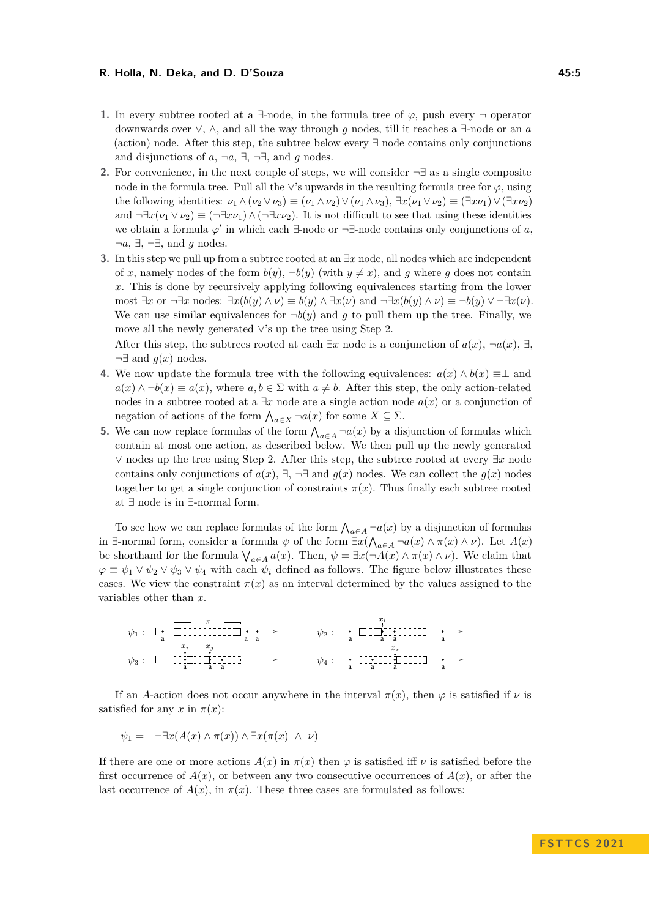1. In every subtree rooted at a $\exists$-node, in the formula tree of $\varphi$, push every $\neg$ operator downwards over $\vee$, $\wedge$, and all the way through $g$ nodes, till it reaches a $\exists$-node or an $a$ (action) node. After this step, the subtree below every $\exists$ node contains only conjunctions and disjunctions of $a$, $\neg a$, $\exists$, $\neg\exists$, and $g$ nodes.
2. For convenience, in the next couple of steps, we will consider $\neg\exists$ as a single composite node in the formula tree. Pull all the $\vee$'s upwards in the resulting formula tree for $\varphi$, using the following identities: $\nu_1 \wedge (\nu_2 \vee \nu_3) \equiv (\nu_1 \wedge \nu_2) \vee (\nu_1 \wedge \nu_3)$, $\exists x(\nu_1 \vee \nu_2) \equiv (\exists x \nu_1) \vee (\exists x \nu_2)$ and $\neg\exists x(\nu_1 \vee \nu_2) \equiv (\neg\exists x \nu_1) \wedge (\neg\exists x \nu_2)$. It is not difficult to see that using these identities we obtain a formula $\varphi'$ in which each $\exists$-node or $\neg\exists$-node contains only conjunctions of $a$, $\neg a$, $\exists$, $\neg\exists$, and $g$ nodes.
3. In this step we pull up from a subtree rooted at an $\exists x$ node, all nodes which are independent of $x$, namely nodes of the form $b(y)$, $\neg b(y)$ (with $y \neq x$), and $g$ where $g$ does not contain $x$. This is done by recursively applying following equivalences starting from the lower most $\exists x$ or $\neg\exists x$ nodes: $\exists x(b(y) \wedge \nu) \equiv b(y) \wedge \exists x(\nu)$ and $\neg\exists x(b(y) \wedge \nu) \equiv \neg b(y) \vee \neg\exists x(\nu)$. We can use similar equivalences for $\neg b(y)$ and $g$ to pull them up the tree. Finally, we move all the newly generated $\vee$'s up the tree using Step 2.
   After this step, the subtrees rooted at each $\exists x$ node is a conjunction of $a(x)$, $\neg a(x)$, $\exists$, $\neg\exists$ and $g(x)$ nodes.
4. We now update the formula tree with the following equivalences: $a(x) \wedge b(x) \equiv \perp$ and $a(x) \wedge \neg b(x) \equiv a(x)$, where $a, b \in \Sigma$ with $a \neq b$. After this step, the only action-related nodes in a subtree rooted at a $\exists x$ node are a single action node $a(x)$ or a conjunction of negation of actions of the form $\bigwedge_{a \in X} \neg a(x)$ for some $X \subseteq \Sigma$.
5. We can now replace formulas of the form $\bigwedge_{a \in A} \neg a(x)$ by a disjunction of formulas which contain at most one action, as described below. We then pull up the newly generated $\vee$ nodes up the tree using Step 2. After this step, the subtree rooted at every $\exists x$ node contains only conjunctions of $a(x)$, $\exists$, $\neg\exists$ and $g(x)$ nodes. We can collect the $g(x)$ nodes together to get a single conjunction of constraints $\pi(x)$. Thus finally each subtree rooted at $\exists$ node is in $\exists$-normal form.

To see how we can replace formulas of the form $\bigwedge_{a \in A} \neg a(x)$ by a disjunction of formulas in $\exists$-normal form, consider a formula $\psi$ of the form $\exists x(\bigwedge_{a \in A} \neg a(x) \wedge \pi(x) \wedge \nu)$. Let $A(x)$ be shorthand for the formula $\bigvee_{a \in A} a(x)$. Then, $\psi = \exists x(\neg A(x) \wedge \pi(x) \wedge \nu)$. We claim that $\varphi \equiv \psi_1 \vee \psi_2 \vee \psi_3 \vee \psi_4$ with each $\psi_i$ defined as follows. The figure below illustrates these cases. We view the constraint $\pi(x)$ as an interval determined by the values assigned to the variables other than $x$.

$\psi_1$ : (figure) $\qquad$ $\psi_2$ : (figure, $x_l$)

$\psi_3$ : (figure, $x_i$, $x_j$) $\qquad$ $\psi_4$ : (figure, $x_r$)

If an $A$-action does not occur anywhere in the interval $\pi(x)$, then $\varphi$ is satisfied if $\nu$ is satisfied for any $x$ in $\pi(x)$:

$$\psi_1 = \quad \neg\exists x(A(x) \wedge \pi(x)) \wedge \exists x(\pi(x) \;\wedge\; \nu)$$

If there are one or more actions $A(x)$ in $\pi(x)$ then $\varphi$ is satisfied iff $\nu$ is satisfied before the first occurrence of $A(x)$, or between any two consecutive occurrences of $A(x)$, or after the last occurrence of $A(x)$, in $\pi(x)$. These three cases are formulated as follows: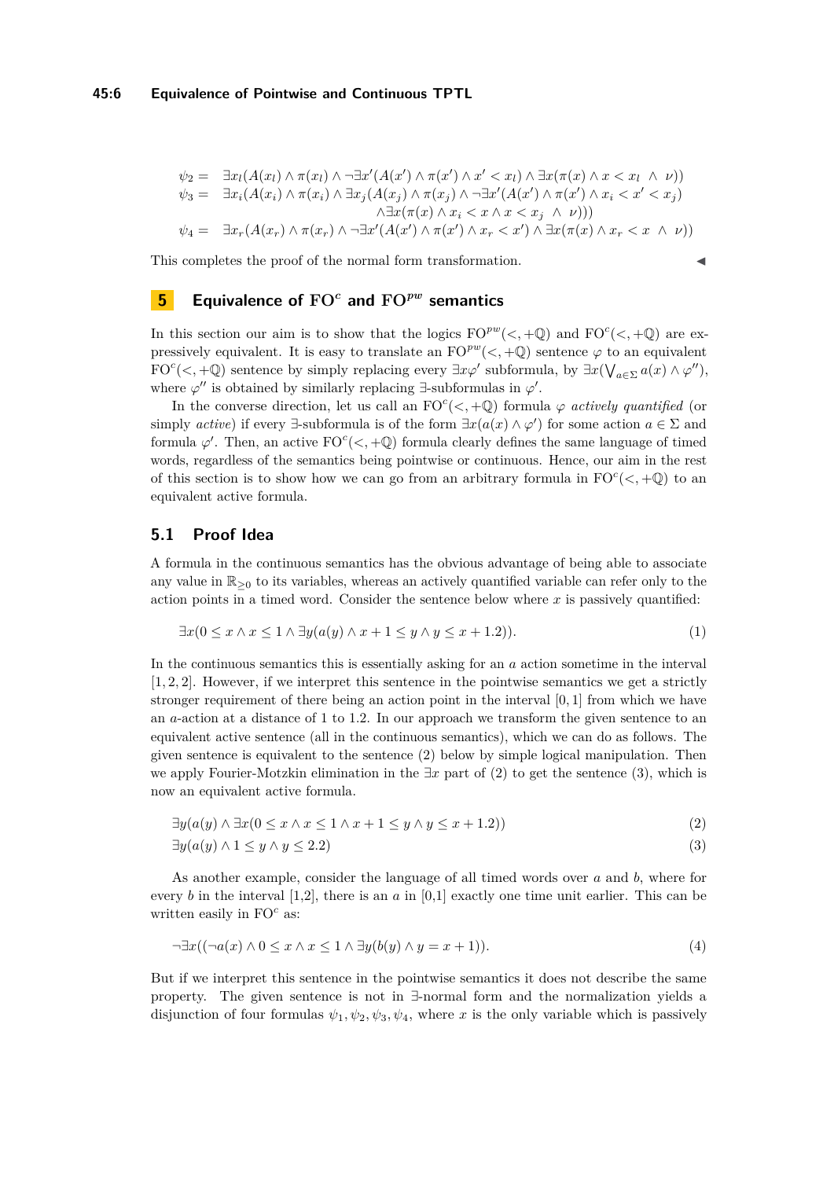$$
\begin{aligned}
\psi_2 = \;& \exists x_l(A(x_l) \wedge \pi(x_l) \wedge \neg\exists x'(A(x') \wedge \pi(x') \wedge x' < x_l) \wedge \exists x(\pi(x) \wedge x < x_l \;\wedge\; \nu)) \\
\psi_3 = \;& \exists x_i(A(x_i) \wedge \pi(x_i) \wedge \exists x_j(A(x_j) \wedge \pi(x_j) \wedge \neg\exists x'(A(x') \wedge \pi(x') \wedge x_i < x' < x_j) \\
& \qquad\qquad\qquad\qquad\qquad \wedge \exists x(\pi(x) \wedge x_i < x \wedge x < x_j \;\wedge\; \nu))) \\
\psi_4 = \;& \exists x_r(A(x_r) \wedge \pi(x_r) \wedge \neg\exists x'(A(x') \wedge \pi(x') \wedge x_r < x') \wedge \exists x(\pi(x) \wedge x_r < x \;\wedge\; \nu))
\end{aligned}
$$

This completes the proof of the normal form transformation. ◀

## 5 Equivalence of $\mathrm{FO}^c$ and $\mathrm{FO}^{pw}$ semantics

In this section our aim is to show that the logics $\mathrm{FO}^{pw}(<,+\mathbb{Q})$ and $\mathrm{FO}^{c}(<,+\mathbb{Q})$ are expressively equivalent. It is easy to translate an $\mathrm{FO}^{pw}(<,+\mathbb{Q})$ sentence $\varphi$ to an equivalent $\mathrm{FO}^{c}(<,+\mathbb{Q})$ sentence by simply replacing every $\exists x \varphi'$ subformula, by $\exists x(\bigvee_{a\in\Sigma} a(x) \wedge \varphi'')$, where $\varphi''$ is obtained by similarly replacing $\exists$-subformulas in $\varphi'$.

In the converse direction, let us call an $\mathrm{FO}^{c}(<,+\mathbb{Q})$ formula $\varphi$ *actively quantified* (or simply *active*) if every $\exists$-subformula is of the form $\exists x(a(x) \wedge \varphi')$ for some action $a \in \Sigma$ and formula $\varphi'$. Then, an active $\mathrm{FO}^{c}(<,+\mathbb{Q})$ formula clearly defines the same language of timed words, regardless of the semantics being pointwise or continuous. Hence, our aim in the rest of this section is to show how we can go from an arbitrary formula in $\mathrm{FO}^{c}(<,+\mathbb{Q})$ to an equivalent active formula.

### 5.1 Proof Idea

A formula in the continuous semantics has the obvious advantage of being able to associate any value in $\mathbb{R}_{\geq 0}$ to its variables, whereas an actively quantified variable can refer only to the action points in a timed word. Consider the sentence below where $x$ is passively quantified:

$$\exists x(0 \leq x \wedge x \leq 1 \wedge \exists y(a(y) \wedge x+1 \leq y \wedge y \leq x+1.2)). \tag{1}$$

In the continuous semantics this is essentially asking for an $a$ action sometime in the interval $[1, 2, 2]$. However, if we interpret this sentence in the pointwise semantics we get a strictly stronger requirement of there being an action point in the interval $[0, 1]$ from which we have an $a$-action at a distance of 1 to 1.2. In our approach we transform the given sentence to an equivalent active sentence (all in the continuous semantics), which we can do as follows. The given sentence is equivalent to the sentence (2) below by simple logical manipulation. Then we apply Fourier-Motzkin elimination in the $\exists x$ part of (2) to get the sentence (3), which is now an equivalent active formula.

$$\exists y(a(y) \wedge \exists x(0 \leq x \wedge x \leq 1 \wedge x+1 \leq y \wedge y \leq x+1.2)) \tag{2}$$

$$\exists y(a(y) \wedge 1 \leq y \wedge y \leq 2.2) \tag{3}$$

As another example, consider the language of all timed words over $a$ and $b$, where for every $b$ in the interval [1,2], there is an $a$ in [0,1] exactly one time unit earlier. This can be written easily in $\mathrm{FO}^c$ as:

$$\neg\exists x((\neg a(x) \wedge 0 \leq x \wedge x \leq 1 \wedge \exists y(b(y) \wedge y = x+1)). \tag{4}$$

But if we interpret this sentence in the pointwise semantics it does not describe the same property. The given sentence is not in $\exists$-normal form and the normalization yields a disjunction of four formulas $\psi_1, \psi_2, \psi_3, \psi_4$, where $x$ is the only variable which is passively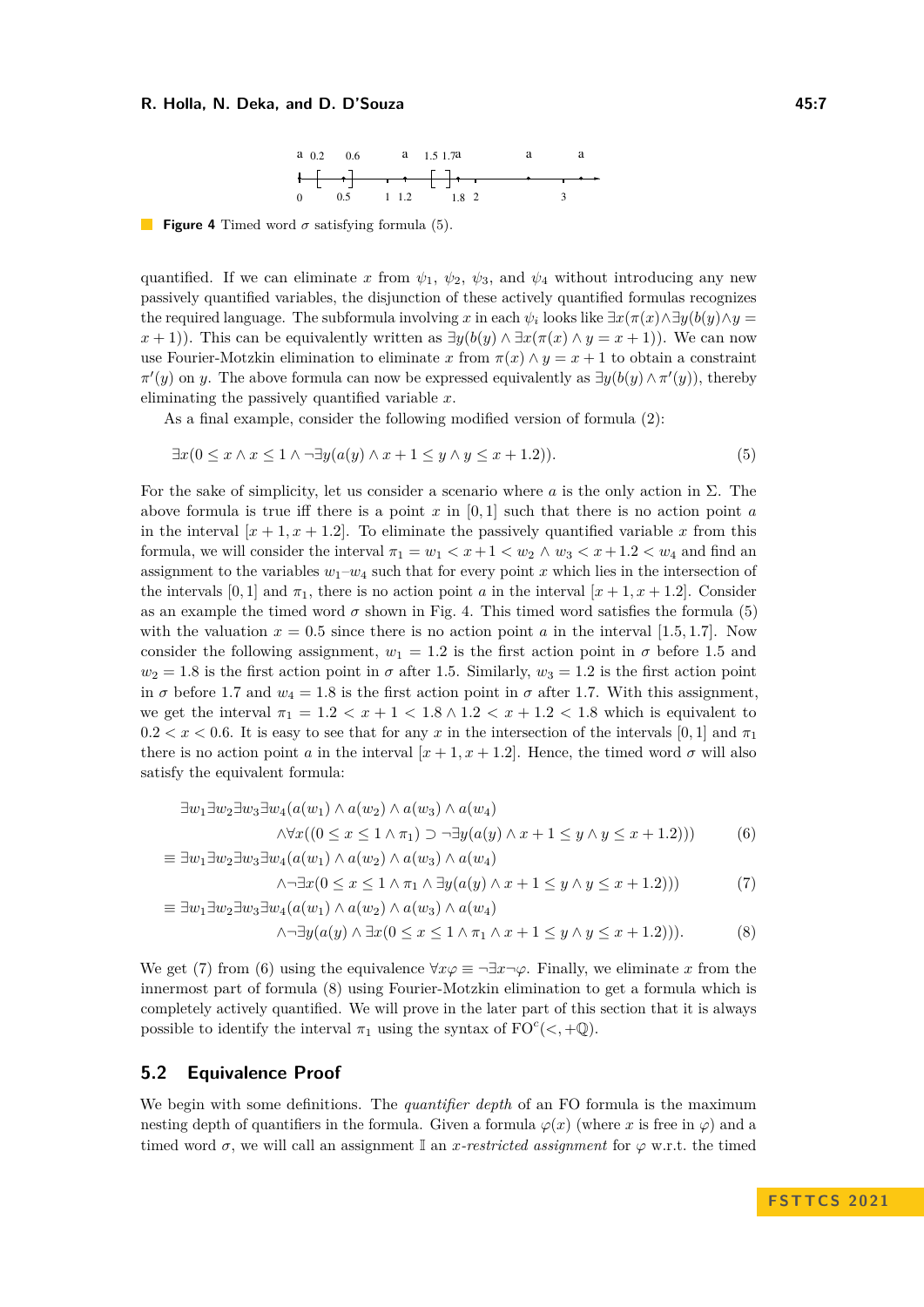**Figure 4** Timed word $\sigma$ satisfying formula (5).

quantified. If we can eliminate $x$ from $\psi_1$, $\psi_2$, $\psi_3$, and $\psi_4$ without introducing any new passively quantified variables, the disjunction of these actively quantified formulas recognizes the required language. The subformula involving $x$ in each $\psi_i$ looks like $\exists x(\pi(x) \wedge \exists y(b(y) \wedge y = x+1))$. This can be equivalently written as $\exists y(b(y) \wedge \exists x(\pi(x) \wedge y = x+1))$. We can now use Fourier-Motzkin elimination to eliminate $x$ from $\pi(x) \wedge y = x+1$ to obtain a constraint $\pi'(y)$ on $y$. The above formula can now be expressed equivalently as $\exists y(b(y) \wedge \pi'(y))$, thereby eliminating the passively quantified variable $x$.

As a final example, consider the following modified version of formula (2):

$$\exists x(0 \le x \wedge x \le 1 \wedge \neg\exists y(a(y) \wedge x+1 \le y \wedge y \le x+1.2)). \tag{5}$$

For the sake of simplicity, let us consider a scenario where $a$ is the only action in $\Sigma$. The above formula is true iff there is a point $x$ in $[0,1]$ such that there is no action point $a$ in the interval $[x+1, x+1.2]$. To eliminate the passively quantified variable $x$ from this formula, we will consider the interval $\pi_1 = w_1 < x+1 < w_2 \wedge w_3 < x+1.2 < w_4$ and find an assignment to the variables $w_1$–$w_4$ such that for every point $x$ which lies in the intersection of the intervals $[0,1]$ and $\pi_1$, there is no action point $a$ in the interval $[x+1, x+1.2]$. Consider as an example the timed word $\sigma$ shown in Fig. 4. This timed word satisfies the formula (5) with the valuation $x = 0.5$ since there is no action point $a$ in the interval $[1.5, 1.7]$. Now consider the following assignment, $w_1 = 1.2$ is the first action point in $\sigma$ before 1.5 and $w_2 = 1.8$ is the first action point in $\sigma$ after 1.5. Similarly, $w_3 = 1.2$ is the first action point in $\sigma$ before 1.7 and $w_4 = 1.8$ is the first action point in $\sigma$ after 1.7. With this assignment, we get the interval $\pi_1 = 1.2 < x+1 < 1.8 \wedge 1.2 < x+1.2 < 1.8$ which is equivalent to $0.2 < x < 0.6$. It is easy to see that for any $x$ in the intersection of the intervals $[0,1]$ and $\pi_1$ there is no action point $a$ in the interval $[x+1, x+1.2]$. Hence, the timed word $\sigma$ will also satisfy the equivalent formula:

$$
\begin{aligned}
&\exists w_1 \exists w_2 \exists w_3 \exists w_4 (a(w_1) \wedge a(w_2) \wedge a(w_3) \wedge a(w_4) \\
&\qquad \wedge \forall x((0 \le x \le 1 \wedge \pi_1) \supset \neg\exists y(a(y) \wedge x+1 \le y \wedge y \le x+1.2))) \qquad (6)\\
\equiv\ &\exists w_1 \exists w_2 \exists w_3 \exists w_4 (a(w_1) \wedge a(w_2) \wedge a(w_3) \wedge a(w_4) \\
&\qquad \wedge \neg\exists x(0 \le x \le 1 \wedge \pi_1 \wedge \exists y(a(y) \wedge x+1 \le y \wedge y \le x+1.2))) \qquad (7)\\
\equiv\ &\exists w_1 \exists w_2 \exists w_3 \exists w_4 (a(w_1) \wedge a(w_2) \wedge a(w_3) \wedge a(w_4) \\
&\qquad \wedge \neg\exists y(a(y) \wedge \exists x(0 \le x \le 1 \wedge \pi_1 \wedge x+1 \le y \wedge y \le x+1.2))). \qquad (8)
\end{aligned}
$$

We get (7) from (6) using the equivalence $\forall x\varphi \equiv \neg\exists x\neg\varphi$. Finally, we eliminate $x$ from the innermost part of formula (8) using Fourier-Motzkin elimination to get a formula which is completely actively quantified. We will prove in the later part of this section that it is always possible to identify the interval $\pi_1$ using the syntax of $\mathrm{FO}^c(<, +\mathbb{Q})$.

## 5.2 Equivalence Proof

We begin with some definitions. The *quantifier depth* of an FO formula is the maximum nesting depth of quantifiers in the formula. Given a formula $\varphi(x)$ (where $x$ is free in $\varphi$) and a timed word $\sigma$, we will call an assignment $\mathbb{I}$ an *x-restricted assignment* for $\varphi$ w.r.t. the timed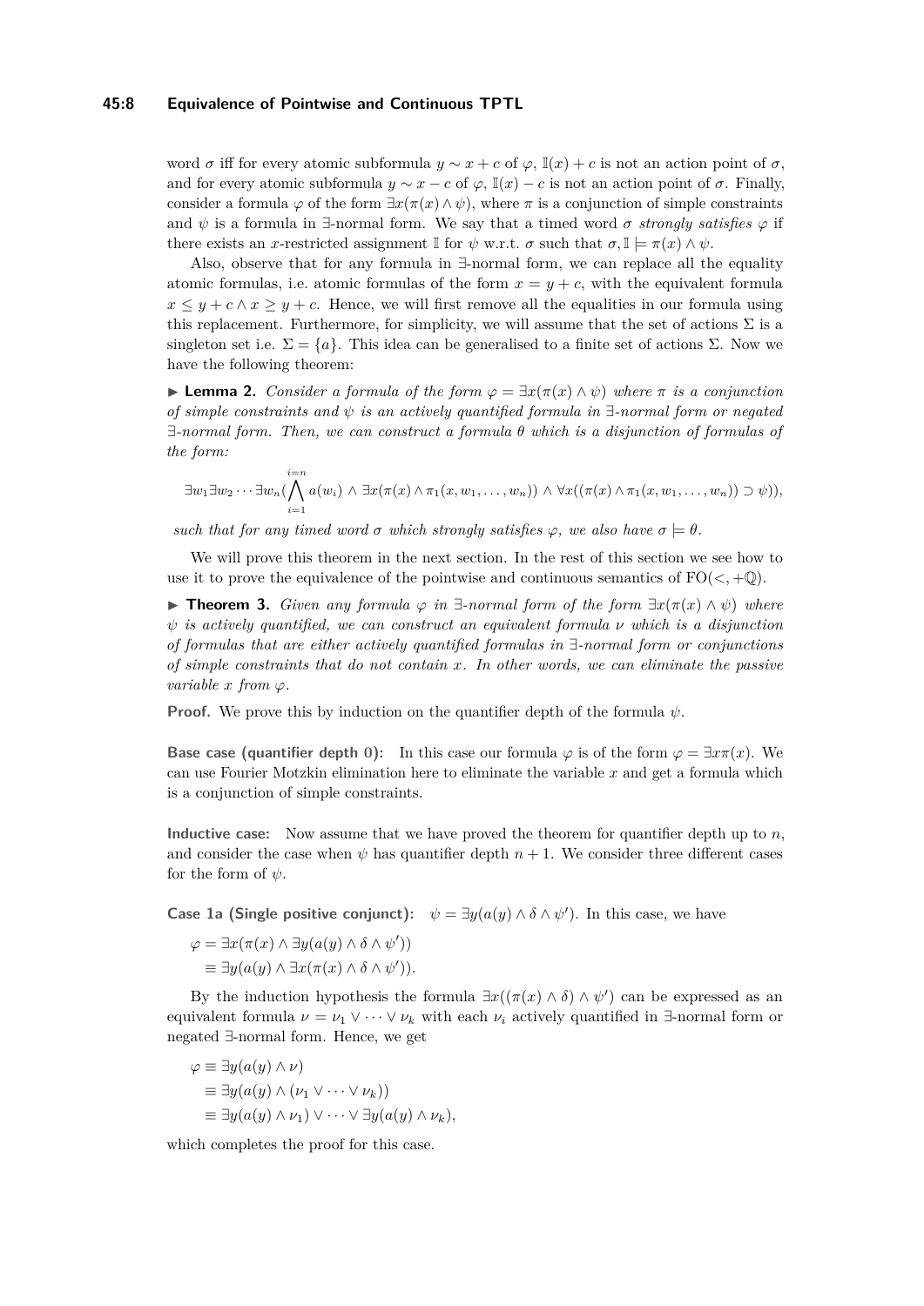word $\sigma$ iff for every atomic subformula $y \sim x + c$ of $\varphi$, $\mathbb{I}(x) + c$ is not an action point of $\sigma$, and for every atomic subformula $y \sim x - c$ of $\varphi$, $\mathbb{I}(x) - c$ is not an action point of $\sigma$. Finally, consider a formula $\varphi$ of the form $\exists x(\pi(x) \wedge \psi)$, where $\pi$ is a conjunction of simple constraints and $\psi$ is a formula in $\exists$-normal form. We say that a timed word $\sigma$ *strongly satisfies* $\varphi$ if there exists an $x$-restricted assignment $\mathbb{I}$ for $\psi$ w.r.t. $\sigma$ such that $\sigma, \mathbb{I} \models \pi(x) \wedge \psi$.

Also, observe that for any formula in $\exists$-normal form, we can replace all the equality atomic formulas, i.e. atomic formulas of the form $x = y + c$, with the equivalent formula $x \leq y + c \wedge x \geq y + c$. Hence, we will first remove all the equalities in our formula using this replacement. Furthermore, for simplicity, we will assume that the set of actions $\Sigma$ is a singleton set i.e. $\Sigma = \{a\}$. This idea can be generalised to a finite set of actions $\Sigma$. Now we have the following theorem:

▶ **Lemma 2.** *Consider a formula of the form $\varphi = \exists x(\pi(x) \wedge \psi)$ where $\pi$ is a conjunction of simple constraints and $\psi$ is an actively quantified formula in $\exists$-normal form or negated $\exists$-normal form. Then, we can construct a formula $\theta$ which is a disjunction of formulas of the form:*

$$\exists w_1 \exists w_2 \cdots \exists w_n (\bigwedge_{i=1}^{i=n} a(w_i) \wedge \exists x(\pi(x) \wedge \pi_1(x, w_1, \ldots, w_n)) \wedge \forall x((\pi(x) \wedge \pi_1(x, w_1, \ldots, w_n)) \supset \psi)),$$

*such that for any timed word $\sigma$ which strongly satisfies $\varphi$, we also have $\sigma \models \theta$.*

We will prove this theorem in the next section. In the rest of this section we see how to use it to prove the equivalence of the pointwise and continuous semantics of $\mathrm{FO}(<, +\mathbb{Q})$.

▶ **Theorem 3.** *Given any formula $\varphi$ in $\exists$-normal form of the form $\exists x(\pi(x) \wedge \psi)$ where $\psi$ is actively quantified, we can construct an equivalent formula $\nu$ which is a disjunction of formulas that are either actively quantified formulas in $\exists$-normal form or conjunctions of simple constraints that do not contain $x$. In other words, we can eliminate the passive variable $x$ from $\varphi$.*

**Proof.** We prove this by induction on the quantifier depth of the formula $\psi$.

**Base case (quantifier depth 0):** In this case our formula $\varphi$ is of the form $\varphi = \exists x \pi(x)$. We can use Fourier Motzkin elimination here to eliminate the variable $x$ and get a formula which is a conjunction of simple constraints.

**Inductive case:** Now assume that we have proved the theorem for quantifier depth up to $n$, and consider the case when $\psi$ has quantifier depth $n+1$. We consider three different cases for the form of $\psi$.

**Case 1a (Single positive conjunct):** $\psi = \exists y(a(y) \wedge \delta \wedge \psi')$. In this case, we have

$$\begin{aligned}
\varphi &= \exists x(\pi(x) \wedge \exists y(a(y) \wedge \delta \wedge \psi')) \\
&\equiv \exists y(a(y) \wedge \exists x(\pi(x) \wedge \delta \wedge \psi')).
\end{aligned}$$

By the induction hypothesis the formula $\exists x((\pi(x) \wedge \delta) \wedge \psi')$ can be expressed as an equivalent formula $\nu = \nu_1 \vee \cdots \vee \nu_k$ with each $\nu_i$ actively quantified in $\exists$-normal form or negated $\exists$-normal form. Hence, we get

$$\begin{aligned}
\varphi &\equiv \exists y(a(y) \wedge \nu) \\
&\equiv \exists y(a(y) \wedge (\nu_1 \vee \cdots \vee \nu_k)) \\
&\equiv \exists y(a(y) \wedge \nu_1) \vee \cdots \vee \exists y(a(y) \wedge \nu_k),
\end{aligned}$$

which completes the proof for this case.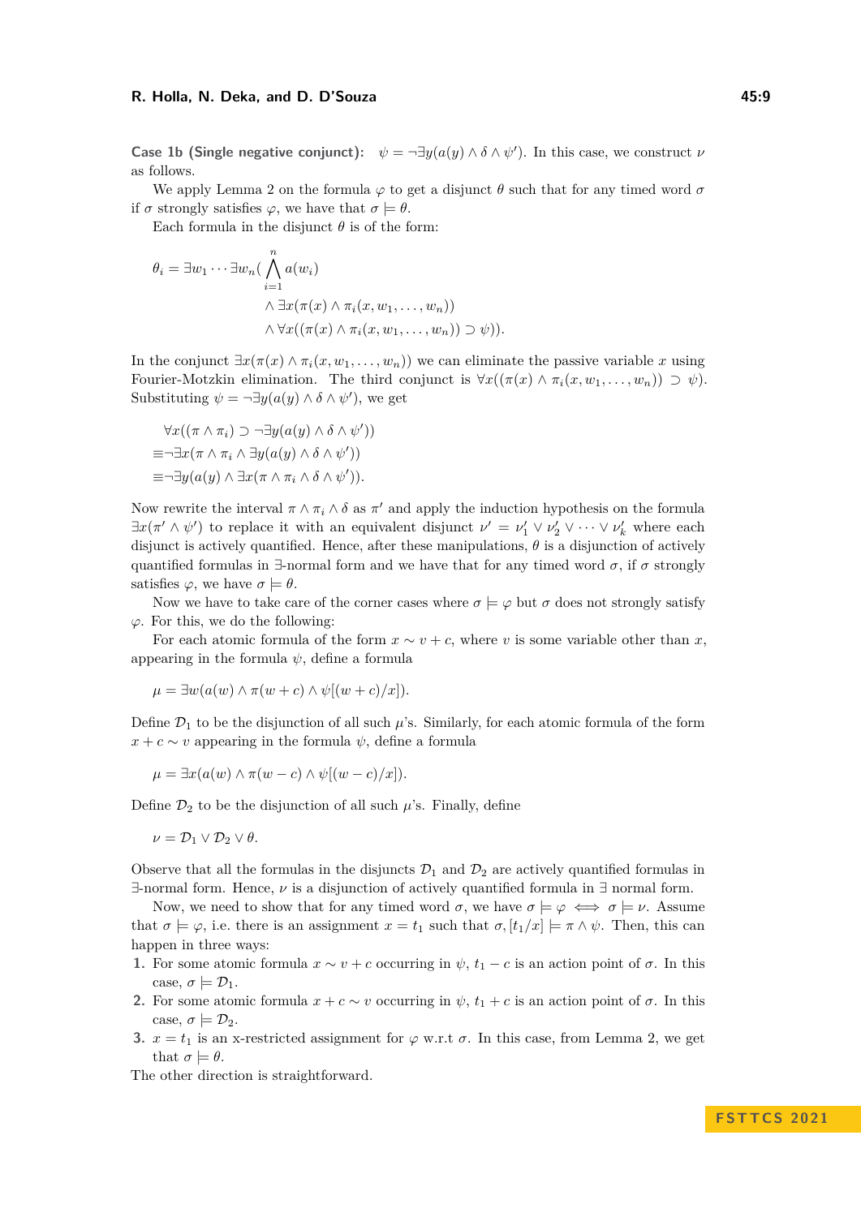**Case 1b (Single negative conjunct):** $\psi = \neg\exists y(a(y) \wedge \delta \wedge \psi')$. In this case, we construct $\nu$ as follows.

We apply Lemma 2 on the formula $\varphi$ to get a disjunct $\theta$ such that for any timed word $\sigma$ if $\sigma$ strongly satisfies $\varphi$, we have that $\sigma \models \theta$.

Each formula in the disjunct $\theta$ is of the form:

$$\theta_i = \exists w_1 \cdots \exists w_n (\bigwedge_{i=1}^{n} a(w_i)$$
$$\wedge \exists x(\pi(x) \wedge \pi_i(x, w_1, \ldots, w_n))$$
$$\wedge \forall x((\pi(x) \wedge \pi_i(x, w_1, \ldots, w_n)) \supset \psi)).$$

In the conjunct $\exists x(\pi(x) \wedge \pi_i(x, w_1, \ldots, w_n))$ we can eliminate the passive variable $x$ using Fourier-Motzkin elimination. The third conjunct is $\forall x((\pi(x) \wedge \pi_i(x, w_1, \ldots, w_n)) \supset \psi)$. Substituting $\psi = \neg\exists y(a(y) \wedge \delta \wedge \psi')$, we get

$$\forall x((\pi \wedge \pi_i) \supset \neg\exists y(a(y) \wedge \delta \wedge \psi'))$$
$$\equiv \neg\exists x(\pi \wedge \pi_i \wedge \exists y(a(y) \wedge \delta \wedge \psi'))$$
$$\equiv \neg\exists y(a(y) \wedge \exists x(\pi \wedge \pi_i \wedge \delta \wedge \psi')).$$

Now rewrite the interval $\pi \wedge \pi_i \wedge \delta$ as $\pi'$ and apply the induction hypothesis on the formula $\exists x(\pi' \wedge \psi')$ to replace it with an equivalent disjunct $\nu' = \nu'_1 \vee \nu'_2 \vee \cdots \vee \nu'_k$ where each disjunct is actively quantified. Hence, after these manipulations, $\theta$ is a disjunction of actively quantified formulas in $\exists$-normal form and we have that for any timed word $\sigma$, if $\sigma$ strongly satisfies $\varphi$, we have $\sigma \models \theta$.

Now we have to take care of the corner cases where $\sigma \models \varphi$ but $\sigma$ does not strongly satisfy $\varphi$. For this, we do the following:

For each atomic formula of the form $x \sim v + c$, where $v$ is some variable other than $x$, appearing in the formula $\psi$, define a formula

$$\mu = \exists w(a(w) \wedge \pi(w + c) \wedge \psi[(w + c)/x]).$$

Define $\mathcal{D}_1$ to be the disjunction of all such $\mu$'s. Similarly, for each atomic formula of the form $x + c \sim v$ appearing in the formula $\psi$, define a formula

$$\mu = \exists x(a(w) \wedge \pi(w - c) \wedge \psi[(w - c)/x]).$$

Define $\mathcal{D}_2$ to be the disjunction of all such $\mu$'s. Finally, define

$$\nu = \mathcal{D}_1 \vee \mathcal{D}_2 \vee \theta.$$

Observe that all the formulas in the disjuncts $\mathcal{D}_1$ and $\mathcal{D}_2$ are actively quantified formulas in $\exists$-normal form. Hence, $\nu$ is a disjunction of actively quantified formula in $\exists$ normal form.

Now, we need to show that for any timed word $\sigma$, we have $\sigma \models \varphi \iff \sigma \models \nu$. Assume that $\sigma \models \varphi$, i.e. there is an assignment $x = t_1$ such that $\sigma, [t_1/x] \models \pi \wedge \psi$. Then, this can happen in three ways:

1. For some atomic formula $x \sim v + c$ occurring in $\psi$, $t_1 - c$ is an action point of $\sigma$. In this case, $\sigma \models \mathcal{D}_1$.
2. For some atomic formula $x + c \sim v$ occurring in $\psi$, $t_1 + c$ is an action point of $\sigma$. In this case, $\sigma \models \mathcal{D}_2$.
3. $x = t_1$ is an x-restricted assignment for $\varphi$ w.r.t $\sigma$. In this case, from Lemma 2, we get that $\sigma \models \theta$.

The other direction is straightforward.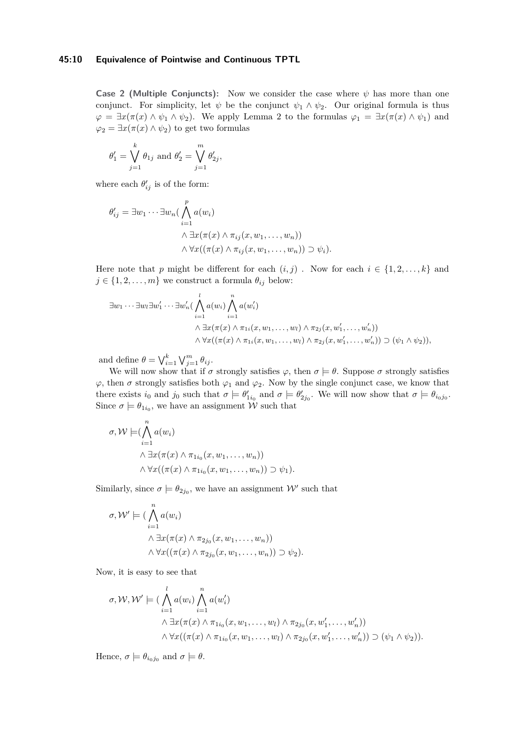**Case 2 (Multiple Conjuncts):** Now we consider the case where $\psi$ has more than one conjunct. For simplicity, let $\psi$ be the conjunct $\psi_1 \wedge \psi_2$. Our original formula is thus $\varphi = \exists x(\pi(x) \wedge \psi_1 \wedge \psi_2)$. We apply Lemma 2 to the formulas $\varphi_1 = \exists x(\pi(x) \wedge \psi_1)$ and $\varphi_2 = \exists x(\pi(x) \wedge \psi_2)$ to get two formulas

$$\theta'_1 = \bigvee_{j=1}^{k} \theta_{1j} \text{ and } \theta'_2 = \bigvee_{j=1}^{m} \theta'_{2j},$$

where each $\theta'_{ij}$ is of the form:

$$\begin{aligned}\theta'_{ij} = \exists w_1 \cdots \exists w_n (&\bigwedge_{i=1}^{p} a(w_i) \\ &\wedge \exists x(\pi(x) \wedge \pi_{ij}(x, w_1, \ldots, w_n)) \\ &\wedge \forall x((\pi(x) \wedge \pi_{ij}(x, w_1, \ldots, w_n)) \supset \psi_i).\end{aligned}$$

Here note that $p$ might be different for each $(i, j)$ . Now for each $i \in \{1, 2, \ldots, k\}$ and $j \in \{1, 2, \ldots, m\}$ we construct a formula $\theta_{ij}$ below:

$$\begin{aligned}\exists w_1 \cdots \exists w_l \exists w'_1 \cdots \exists w'_n (&\bigwedge_{i=1}^{l} a(w_i) \bigwedge_{i=1}^{n} a(w'_i) \\ &\wedge \exists x(\pi(x) \wedge \pi_{1i}(x, w_1, \ldots, w_l) \wedge \pi_{2j}(x, w'_1, \ldots, w'_n)) \\ &\wedge \forall x((\pi(x) \wedge \pi_{1i}(x, w_1, \ldots, w_l) \wedge \pi_{2j}(x, w'_1, \ldots, w'_n)) \supset (\psi_1 \wedge \psi_2)),\end{aligned}$$

and define $\theta = \bigvee_{i=1}^{k} \bigvee_{j=1}^{m} \theta_{ij}$.

We will now show that if $\sigma$ strongly satisfies $\varphi$, then $\sigma \models \theta$. Suppose $\sigma$ strongly satisfies $\varphi$, then $\sigma$ strongly satisfies both $\varphi_1$ and $\varphi_2$. Now by the single conjunct case, we know that there exists $i_0$ and $j_0$ such that $\sigma \models \theta'_{1i_0}$ and $\sigma \models \theta'_{2j_0}$. We will now show that $\sigma \models \theta_{i_0 j_0}$. Since $\sigma \models \theta_{1i_0}$, we have an assignment $\mathcal{W}$ such that

$$\begin{aligned}\sigma, \mathcal{W} \models (&\bigwedge_{i=1}^{n} a(w_i) \\ &\wedge \exists x(\pi(x) \wedge \pi_{1i_0}(x, w_1, \ldots, w_n)) \\ &\wedge \forall x((\pi(x) \wedge \pi_{1i_0}(x, w_1, \ldots, w_n)) \supset \psi_1).\end{aligned}$$

Similarly, since $\sigma \models \theta_{2j_0}$, we have an assignment $\mathcal{W}'$ such that

$$\begin{aligned}\sigma, \mathcal{W}' \models (&\bigwedge_{i=1}^{n} a(w_i) \\ &\wedge \exists x(\pi(x) \wedge \pi_{2j_0}(x, w_1, \ldots, w_n)) \\ &\wedge \forall x((\pi(x) \wedge \pi_{2j_0}(x, w_1, \ldots, w_n)) \supset \psi_2).\end{aligned}$$

Now, it is easy to see that

$$\begin{aligned}\sigma, \mathcal{W}, \mathcal{W}' \models (&\bigwedge_{i=1}^{l} a(w_i) \bigwedge_{i=1}^{n} a(w'_i) \\ &\wedge \exists x(\pi(x) \wedge \pi_{1i_0}(x, w_1, \ldots, w_l) \wedge \pi_{2j_0}(x, w'_1, \ldots, w'_n)) \\ &\wedge \forall x((\pi(x) \wedge \pi_{1i_0}(x, w_1, \ldots, w_l) \wedge \pi_{2j_0}(x, w'_1, \ldots, w'_n)) \supset (\psi_1 \wedge \psi_2)).\end{aligned}$$

Hence, $\sigma \models \theta_{i_0 j_0}$ and $\sigma \models \theta$.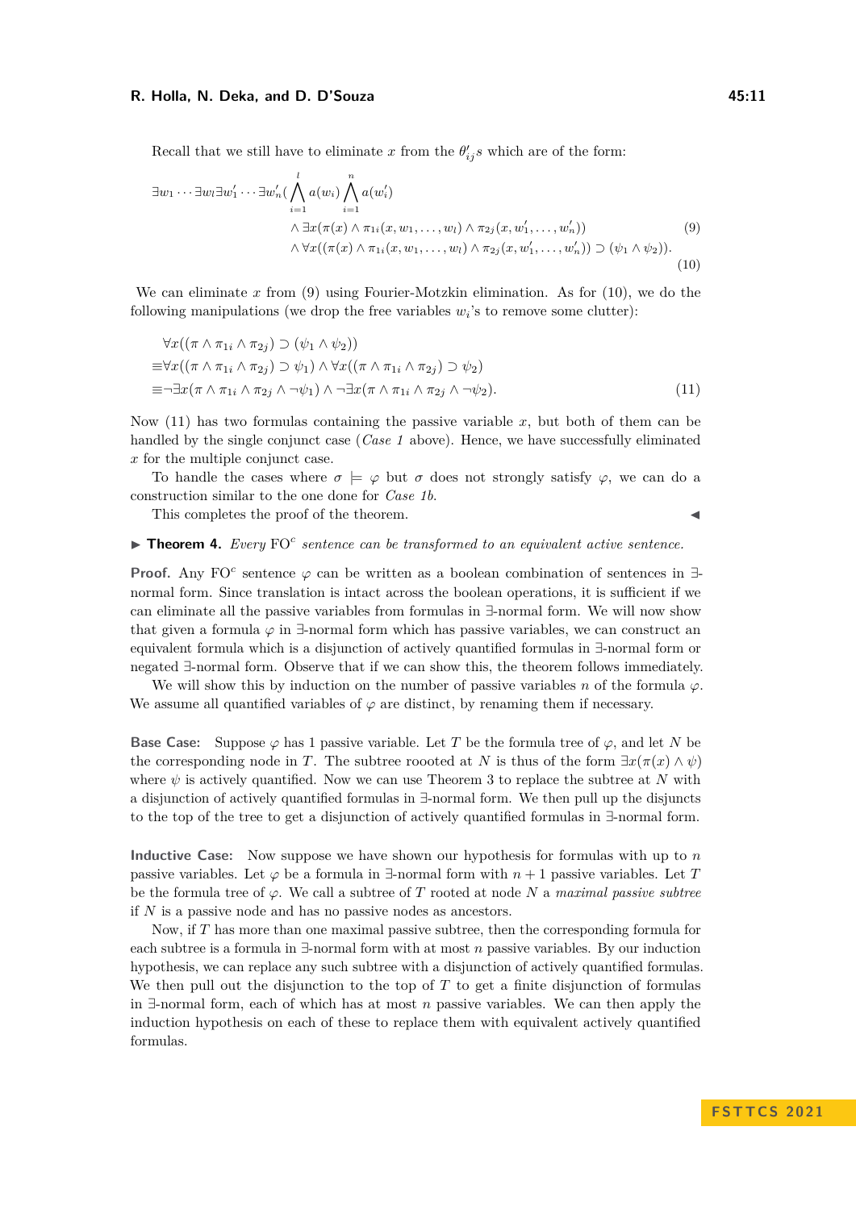Recall that we still have to eliminate $x$ from the $\theta'_{ij}$s which are of the form:

$$\exists w_1 \cdots \exists w_l \exists w'_1 \cdots \exists w'_n ( \bigwedge_{i=1}^{l} a(w_i) \bigwedge_{i=1}^{n} a(w'_i)$$
$$\wedge \exists x(\pi(x) \wedge \pi_{1i}(x, w_1, \dots, w_l) \wedge \pi_{2j}(x, w'_1, \dots, w'_n)) \tag{9}$$
$$\wedge \forall x((\pi(x) \wedge \pi_{1i}(x, w_1, \dots, w_l) \wedge \pi_{2j}(x, w'_1, \dots, w'_n)) \supset (\psi_1 \wedge \psi_2)). \tag{10}$$

We can eliminate $x$ from (9) using Fourier-Motzkin elimination. As for (10), we do the following manipulations (we drop the free variables $w_i$'s to remove some clutter):

$$\begin{aligned}
&\forall x((\pi \wedge \pi_{1i} \wedge \pi_{2j}) \supset (\psi_1 \wedge \psi_2)) \\
\equiv &\forall x((\pi \wedge \pi_{1i} \wedge \pi_{2j}) \supset \psi_1) \wedge \forall x((\pi \wedge \pi_{1i} \wedge \pi_{2j}) \supset \psi_2) \\
\equiv &\neg \exists x(\pi \wedge \pi_{1i} \wedge \pi_{2j} \wedge \neg \psi_1) \wedge \neg \exists x(\pi \wedge \pi_{1i} \wedge \pi_{2j} \wedge \neg \psi_2).
\end{aligned} \tag{11}$$

Now (11) has two formulas containing the passive variable $x$, but both of them can be handled by the single conjunct case (*Case 1* above). Hence, we have successfully eliminated $x$ for the multiple conjunct case.

To handle the cases where $\sigma \models \varphi$ but $\sigma$ does not strongly satisfy $\varphi$, we can do a construction similar to the one done for *Case 1b*.

This completes the proof of the theorem. ◀

▶ **Theorem 4.** *Every* FO$^c$ *sentence can be transformed to an equivalent active sentence.*

**Proof.** Any FO$^c$ sentence $\varphi$ can be written as a boolean combination of sentences in $\exists$-normal form. Since translation is intact across the boolean operations, it is sufficient if we can eliminate all the passive variables from formulas in $\exists$-normal form. We will now show that given a formula $\varphi$ in $\exists$-normal form which has passive variables, we can construct an equivalent formula which is a disjunction of actively quantified formulas in $\exists$-normal form or negated $\exists$-normal form. Observe that if we can show this, the theorem follows immediately.

We will show this by induction on the number of passive variables $n$ of the formula $\varphi$. We assume all quantified variables of $\varphi$ are distinct, by renaming them if necessary.

**Base Case:** Suppose $\varphi$ has 1 passive variable. Let $T$ be the formula tree of $\varphi$, and let $N$ be the corresponding node in $T$. The subtree roooted at $N$ is thus of the form $\exists x(\pi(x) \wedge \psi)$ where $\psi$ is actively quantified. Now we can use Theorem 3 to replace the subtree at $N$ with a disjunction of actively quantified formulas in $\exists$-normal form. We then pull up the disjuncts to the top of the tree to get a disjunction of actively quantified formulas in $\exists$-normal form.

**Inductive Case:** Now suppose we have shown our hypothesis for formulas with up to $n$ passive variables. Let $\varphi$ be a formula in $\exists$-normal form with $n+1$ passive variables. Let $T$ be the formula tree of $\varphi$. We call a subtree of $T$ rooted at node $N$ a *maximal passive subtree* if $N$ is a passive node and has no passive nodes as ancestors.

Now, if $T$ has more than one maximal passive subtree, then the corresponding formula for each subtree is a formula in $\exists$-normal form with at most $n$ passive variables. By our induction hypothesis, we can replace any such subtree with a disjunction of actively quantified formulas. We then pull out the disjunction to the top of $T$ to get a finite disjunction of formulas in $\exists$-normal form, each of which has at most $n$ passive variables. We can then apply the induction hypothesis on each of these to replace them with equivalent actively quantified formulas.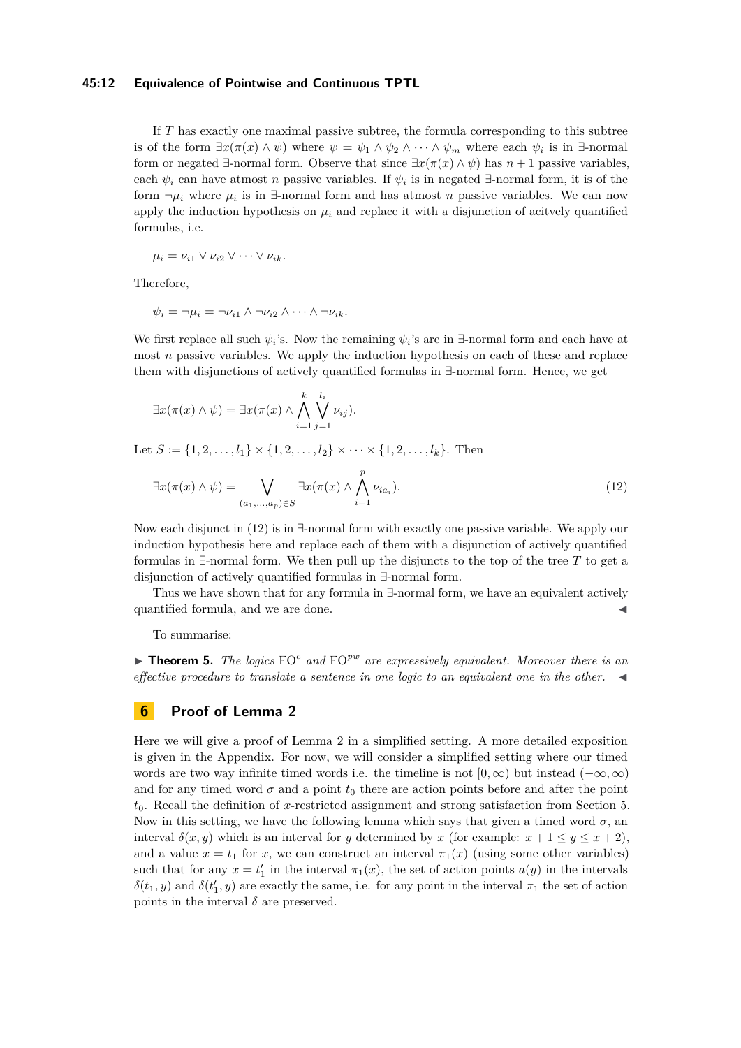If $T$ has exactly one maximal passive subtree, the formula corresponding to this subtree is of the form $\exists x(\pi(x) \wedge \psi)$ where $\psi = \psi_1 \wedge \psi_2 \wedge \cdots \wedge \psi_m$ where each $\psi_i$ is in $\exists$-normal form or negated $\exists$-normal form. Observe that since $\exists x(\pi(x) \wedge \psi)$ has $n+1$ passive variables, each $\psi_i$ can have atmost $n$ passive variables. If $\psi_i$ is in negated $\exists$-normal form, it is of the form $\neg\mu_i$ where $\mu_i$ is in $\exists$-normal form and has atmost $n$ passive variables. We can now apply the induction hypothesis on $\mu_i$ and replace it with a disjunction of acitvely quantified formulas, i.e.

$$\mu_i = \nu_{i1} \vee \nu_{i2} \vee \cdots \vee \nu_{ik}.$$

Therefore,

$$\psi_i = \neg\mu_i = \neg\nu_{i1} \wedge \neg\nu_{i2} \wedge \cdots \wedge \neg\nu_{ik}.$$

We first replace all such $\psi_i$'s. Now the remaining $\psi_i$'s are in $\exists$-normal form and each have at most $n$ passive variables. We apply the induction hypothesis on each of these and replace them with disjunctions of actively quantified formulas in $\exists$-normal form. Hence, we get

$$\exists x(\pi(x) \wedge \psi) = \exists x(\pi(x) \wedge \bigwedge_{i=1}^{k} \bigvee_{j=1}^{l_i} \nu_{ij}).$$

Let $S := \{1, 2, \ldots, l_1\} \times \{1, 2, \ldots, l_2\} \times \cdots \times \{1, 2, \ldots, l_k\}$. Then

$$\exists x(\pi(x) \wedge \psi) = \bigvee_{(a_1,\ldots,a_p)\in S} \exists x(\pi(x) \wedge \bigwedge_{i=1}^{p} \nu_{ia_i}). \tag{12}$$

Now each disjunct in (12) is in $\exists$-normal form with exactly one passive variable. We apply our induction hypothesis here and replace each of them with a disjunction of actively quantified formulas in $\exists$-normal form. We then pull up the disjuncts to the top of the tree $T$ to get a disjunction of actively quantified formulas in $\exists$-normal form.

Thus we have shown that for any formula in $\exists$-normal form, we have an equivalent actively quantified formula, and we are done. ◀

To summarise:

▶ **Theorem 5.** *The logics* $\mathrm{FO}^c$ *and* $\mathrm{FO}^{pw}$ *are expressively equivalent. Moreover there is an effective procedure to translate a sentence in one logic to an equivalent one in the other.* ◀

## 6 Proof of Lemma 2

Here we will give a proof of Lemma 2 in a simplified setting. A more detailed exposition is given in the Appendix. For now, we will consider a simplified setting where our timed words are two way infinite timed words i.e. the timeline is not $[0, \infty)$ but instead $(-\infty, \infty)$ and for any timed word $\sigma$ and a point $t_0$ there are action points before and after the point $t_0$. Recall the definition of $x$-restricted assignment and strong satisfaction from Section 5. Now in this setting, we have the following lemma which says that given a timed word $\sigma$, an interval $\delta(x, y)$ which is an interval for $y$ determined by $x$ (for example: $x + 1 \leq y \leq x + 2$), and a value $x = t_1$ for $x$, we can construct an interval $\pi_1(x)$ (using some other variables) such that for any $x = t_1'$ in the interval $\pi_1(x)$, the set of action points $a(y)$ in the intervals $\delta(t_1, y)$ and $\delta(t_1', y)$ are exactly the same, i.e. for any point in the interval $\pi_1$ the set of action points in the interval $\delta$ are preserved.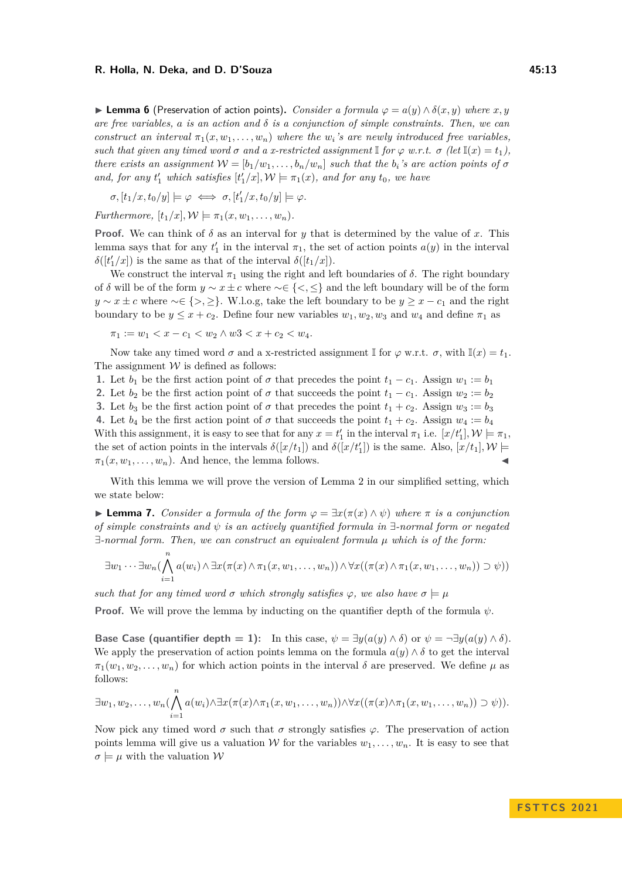▶ **Lemma 6** (Preservation of action points)**.** *Consider a formula $\varphi = a(y) \wedge \delta(x, y)$ where $x, y$ are free variables, $a$ is an action and $\delta$ is a conjunction of simple constraints. Then, we can construct an interval $\pi_1(x, w_1, \ldots, w_n)$ where the $w_i$'s are newly introduced free variables, such that given any timed word $\sigma$ and a x-restricted assignment $\mathbb{I}$ for $\varphi$ w.r.t. $\sigma$ (let $\mathbb{I}(x) = t_1$), there exists an assignment $\mathcal{W} = [b_1/w_1, \ldots, b_n/w_n]$ such that the $b_i$'s are action points of $\sigma$ and, for any $t_1'$ which satisfies $[t_1'/x], \mathcal{W} \models \pi_1(x)$, and for any $t_0$, we have*

$$\sigma, [t_1/x, t_0/y] \models \varphi \iff \sigma, [t_1'/x, t_0/y] \models \varphi.$$

*Furthermore, $[t_1/x], \mathcal{W} \models \pi_1(x, w_1, \ldots, w_n)$.*

**Proof.** We can think of $\delta$ as an interval for $y$ that is determined by the value of $x$. This lemma says that for any $t_1'$ in the interval $\pi_1$, the set of action points $a(y)$ in the interval $\delta([t_1'/x])$ is the same as that of the interval $\delta([t_1/x])$.

We construct the interval $\pi_1$ using the right and left boundaries of $\delta$. The right boundary of $\delta$ will be of the form $y \sim x \pm c$ where $\sim \in \{<, \leq\}$ and the left boundary will be of the form $y \sim x \pm c$ where $\sim \in \{>, \geq\}$. W.l.o.g, take the left boundary to be $y \geq x - c_1$ and the right boundary to be $y \leq x + c_2$. Define four new variables $w_1, w_2, w_3$ and $w_4$ and define $\pi_1$ as

$$\pi_1 := w_1 < x - c_1 < w_2 \wedge w3 < x + c_2 < w_4.$$

Now take any timed word $\sigma$ and a x-restricted assignment $\mathbb{I}$ for $\varphi$ w.r.t. $\sigma$, with $\mathbb{I}(x) = t_1$. The assignment $\mathcal{W}$ is defined as follows:

1. Let $b_1$ be the first action point of $\sigma$ that precedes the point $t_1 - c_1$. Assign $w_1 := b_1$
2. Let $b_2$ be the first action point of $\sigma$ that succeeds the point $t_1 - c_1$. Assign $w_2 := b_2$
3. Let $b_3$ be the first action point of $\sigma$ that precedes the point $t_1 + c_2$. Assign $w_3 := b_3$
4. Let $b_4$ be the first action point of $\sigma$ that succeeds the point $t_1 + c_2$. Assign $w_4 := b_4$

With this assignment, it is easy to see that for any $x = t_1'$ in the interval $\pi_1$ i.e. $[x/t_1'], \mathcal{W} \models \pi_1$, the set of action points in the intervals $\delta([x/t_1])$ and $\delta([x/t_1'])$ is the same. Also, $[x/t_1], \mathcal{W} \models \pi_1(x, w_1, \ldots, w_n)$. And hence, the lemma follows. ◀

With this lemma we will prove the version of Lemma 2 in our simplified setting, which we state below:

▶ **Lemma 7.** *Consider a formula of the form $\varphi = \exists x(\pi(x) \wedge \psi)$ where $\pi$ is a conjunction of simple constraints and $\psi$ is an actively quantified formula in $\exists$-normal form or negated $\exists$-normal form. Then, we can construct an equivalent formula $\mu$ which is of the form:*

$$\exists w_1 \cdots \exists w_n (\bigwedge_{i=1}^{n} a(w_i) \wedge \exists x(\pi(x) \wedge \pi_1(x, w_1, \ldots, w_n)) \wedge \forall x((\pi(x) \wedge \pi_1(x, w_1, \ldots, w_n)) \supset \psi))$$

*such that for any timed word $\sigma$ which strongly satisfies $\varphi$, we also have $\sigma \models \mu$*

**Proof.** We will prove the lemma by inducting on the quantifier depth of the formula $\psi$.

**Base Case (quantifier depth = 1):** In this case, $\psi = \exists y(a(y) \wedge \delta)$ or $\psi = \neg\exists y(a(y) \wedge \delta)$. We apply the preservation of action points lemma on the formula $a(y) \wedge \delta$ to get the interval $\pi_1(w_1, w_2, \ldots, w_n)$ for which action points in the interval $\delta$ are preserved. We define $\mu$ as follows:

$$\exists w_1, w_2, \ldots, w_n (\bigwedge_{i=1}^{n} a(w_i) \wedge \exists x(\pi(x) \wedge \pi_1(x, w_1, \ldots, w_n)) \wedge \forall x((\pi(x) \wedge \pi_1(x, w_1, \ldots, w_n)) \supset \psi)).$$

Now pick any timed word $\sigma$ such that $\sigma$ strongly satisfies $\varphi$. The preservation of action points lemma will give us a valuation $\mathcal{W}$ for the variables $w_1, \ldots, w_n$. It is easy to see that $\sigma \models \mu$ with the valuation $\mathcal{W}$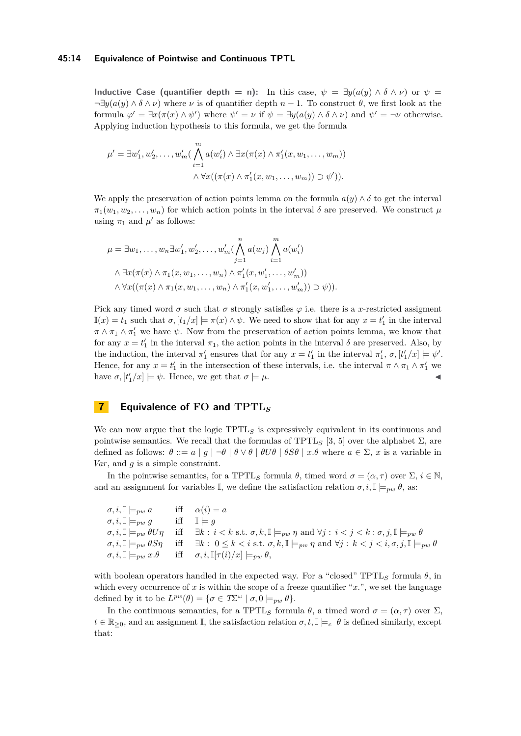**Inductive Case (quantifier depth = n):** In this case, $\psi = \exists y(a(y) \wedge \delta \wedge \nu)$ or $\psi = \neg\exists y(a(y) \wedge \delta \wedge \nu)$ where $\nu$ is of quantifier depth $n-1$. To construct $\theta$, we first look at the formula $\varphi' = \exists x(\pi(x) \wedge \psi')$ where $\psi' = \nu$ if $\psi = \exists y(a(y) \wedge \delta \wedge \nu)$ and $\psi' = \neg\nu$ otherwise. Applying induction hypothesis to this formula, we get the formula

$$\mu' = \exists w_1', w_2', \ldots, w_m' (\bigwedge_{i=1}^{m} a(w_i') \wedge \exists x(\pi(x) \wedge \pi_1'(x, w_1, \ldots, w_m))$$
$$\wedge \forall x((\pi(x) \wedge \pi_1'(x, w_1, \ldots, w_m)) \supset \psi')).$$

We apply the preservation of action points lemma on the formula $a(y) \wedge \delta$ to get the interval $\pi_1(w_1, w_2, \ldots, w_n)$ for which action points in the interval $\delta$ are preserved. We construct $\mu$ using $\pi_1$ and $\mu'$ as follows:

$$\mu = \exists w_1, \ldots, w_n \exists w_1', w_2', \ldots, w_m' (\bigwedge_{j=1}^{n} a(w_j) \bigwedge_{i=1}^{m} a(w_i')$$
$$\wedge \exists x(\pi(x) \wedge \pi_1(x, w_1, \ldots, w_n) \wedge \pi_1'(x, w_1', \ldots, w_m'))$$
$$\wedge \forall x((\pi(x) \wedge \pi_1(x, w_1, \ldots, w_n) \wedge \pi_1'(x, w_1', \ldots, w_m')) \supset \psi)).$$

Pick any timed word $\sigma$ such that $\sigma$ strongly satisfies $\varphi$ i.e. there is a $x$-restricted assigment $\mathbb{I}(x) = t_1$ such that $\sigma, [t_1/x] \models \pi(x) \wedge \psi$. We need to show that for any $x = t_1'$ in the interval $\pi \wedge \pi_1 \wedge \pi_1'$ we have $\psi$. Now from the preservation of action points lemma, we know that for any $x = t_1'$ in the interval $\pi_1$, the action points in the interval $\delta$ are preserved. Also, by the induction, the interval $\pi_1'$ ensures that for any $x = t_1'$ in the interval $\pi_1'$, $\sigma, [t_1'/x] \models \psi'$. Hence, for any $x = t_1'$ in the intersection of these intervals, i.e. the interval $\pi \wedge \pi_1 \wedge \pi_1'$ we have $\sigma, [t_1'/x] \models \psi$. Hence, we get that $\sigma \models \mu$. ◀

## 7 Equivalence of FO and TPTL$_S$

We can now argue that the logic TPTL$_S$ is expressively equivalent in its continuous and pointwise semantics. We recall that the formulas of TPTL$_S$ [3, 5] over the alphabet $\Sigma$, are defined as follows: $\theta ::= a \mid g \mid \neg\theta \mid \theta \vee \theta \mid \theta U \theta \mid \theta S \theta \mid x.\theta$ where $a \in \Sigma$, $x$ is a variable in *Var*, and $g$ is a simple constraint.

In the pointwise semantics, for a TPTL$_S$ formula $\theta$, timed word $\sigma = (\alpha, \tau)$ over $\Sigma$, $i \in \mathbb{N}$, and an assignment for variables $\mathbb{I}$, we define the satisfaction relation $\sigma, i, \mathbb{I} \models_{pw} \theta$, as:

$$\begin{array}{lll}
\sigma, i, \mathbb{I} \models_{pw} a & \text{iff} & \alpha(i) = a \\
\sigma, i, \mathbb{I} \models_{pw} g & \text{iff} & \mathbb{I} \models g \\
\sigma, i, \mathbb{I} \models_{pw} \theta U \eta & \text{iff} & \exists k: i < k \text{ s.t. } \sigma, k, \mathbb{I} \models_{pw} \eta \text{ and } \forall j: i < j < k: \sigma, j, \mathbb{I} \models_{pw} \theta \\
\sigma, i, \mathbb{I} \models_{pw} \theta S \eta & \text{iff} & \exists k: 0 \leq k < i \text{ s.t. } \sigma, k, \mathbb{I} \models_{pw} \eta \text{ and } \forall j: k < j < i, \sigma, j, \mathbb{I} \models_{pw} \theta \\
\sigma, i, \mathbb{I} \models_{pw} x.\theta & \text{iff} & \sigma, i, \mathbb{I}[\tau(i)/x] \models_{pw} \theta,
\end{array}$$

with boolean operators handled in the expected way. For a "closed" TPTL$_S$ formula $\theta$, in which every occurrence of $x$ is within the scope of a freeze quantifier "$x.$", we set the language defined by it to be $L^{pw}(\theta) = \{\sigma \in T\Sigma^\omega \mid \sigma, 0 \models_{pw} \theta\}$.

In the continuous semantics, for a TPTL$_S$ formula $\theta$, a timed word $\sigma = (\alpha, \tau)$ over $\Sigma$, $t \in \mathbb{R}_{\geq 0}$, and an assignment $\mathbb{I}$, the satisfaction relation $\sigma, t, \mathbb{I} \models_c \theta$ is defined similarly, except that: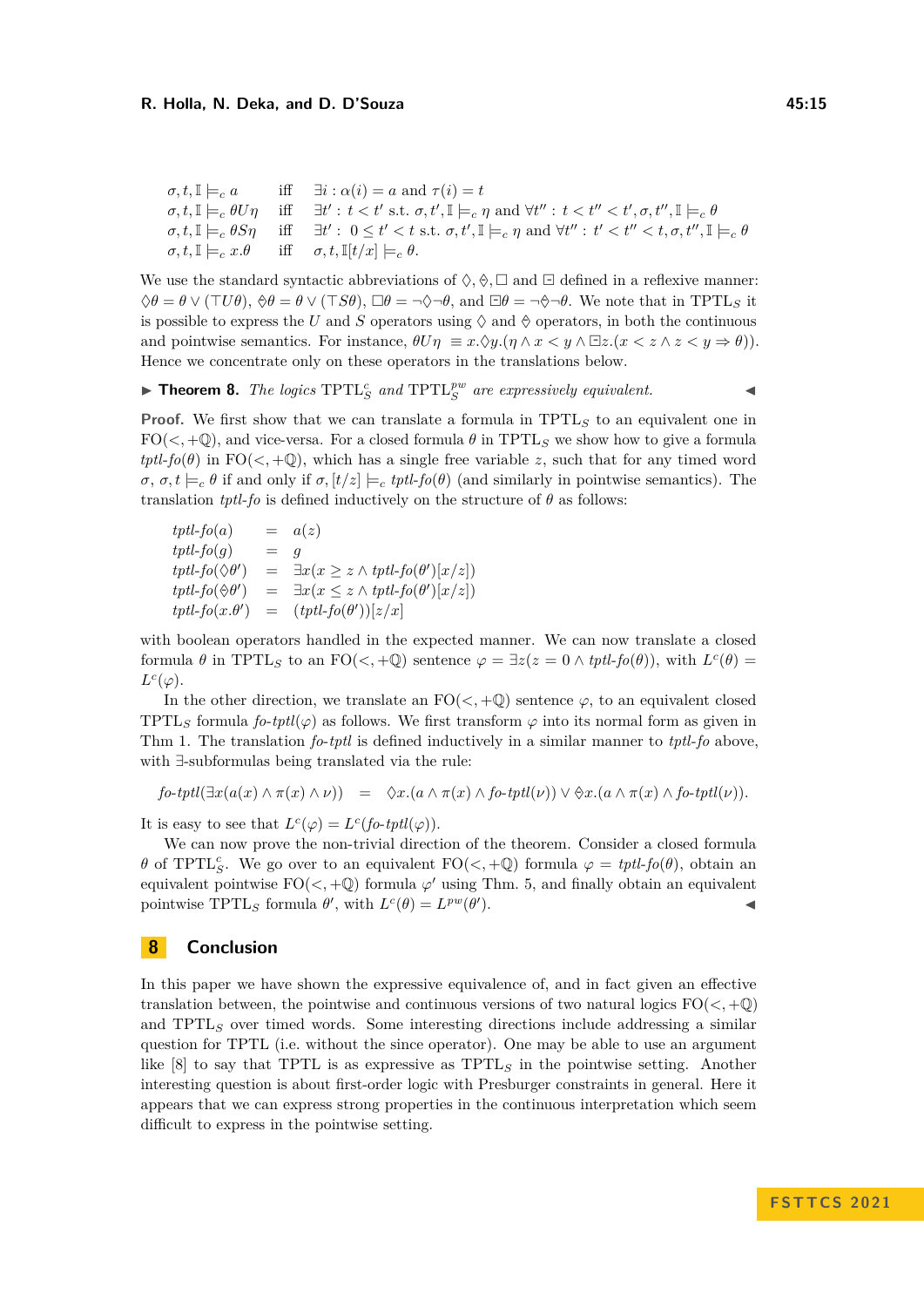$$
\begin{array}{lll}
\sigma, t, \mathbb{I} \models_c a & \text{iff} & \exists i : \alpha(i) = a \text{ and } \tau(i) = t \\
\sigma, t, \mathbb{I} \models_c \theta U \eta & \text{iff} & \exists t' : t < t' \text{ s.t. } \sigma, t', \mathbb{I} \models_c \eta \text{ and } \forall t'' : t < t'' < t', \sigma, t'', \mathbb{I} \models_c \theta \\
\sigma, t, \mathbb{I} \models_c \theta S \eta & \text{iff} & \exists t' : 0 \le t' < t \text{ s.t. } \sigma, t', \mathbb{I} \models_c \eta \text{ and } \forall t'' : t' < t'' < t, \sigma, t'', \mathbb{I} \models_c \theta \\
\sigma, t, \mathbb{I} \models_c x.\theta & \text{iff} & \sigma, t, \mathbb{I}[t/x] \models_c \theta.
\end{array}
$$

We use the standard syntactic abbreviations of $\Diamond, \overleftarrow{\Diamond}, \Box$ and $\overleftarrow{\Box}$ defined in a reflexive manner: $\Diamond\theta = \theta \vee (\top U \theta)$, $\overleftarrow{\Diamond}\theta = \theta \vee (\top S \theta)$, $\Box\theta = \neg\Diamond\neg\theta$, and $\overleftarrow{\Box}\theta = \neg\overleftarrow{\Diamond}\neg\theta$. We note that in $\mathrm{TPTL}_S$ it is possible to express the $U$ and $S$ operators using $\Diamond$ and $\overleftarrow{\Diamond}$ operators, in both the continuous and pointwise semantics. For instance, $\theta U \eta \equiv x.\Diamond y.(\eta \wedge x < y \wedge \overleftarrow{\Box} z.(x < z \wedge z < y \Rightarrow \theta))$. Hence we concentrate only on these operators in the translations below.

**Theorem 8.** *The logics $\mathrm{TPTL}_S^c$ and $\mathrm{TPTL}_S^{pw}$ are expressively equivalent.*

**Proof.** We first show that we can translate a formula in $\mathrm{TPTL}_S$ to an equivalent one in $\mathrm{FO}(<, +\mathbb{Q})$, and vice-versa. For a closed formula $\theta$ in $\mathrm{TPTL}_S$ we show how to give a formula *tptl-fo*$(\theta)$ in $\mathrm{FO}(<, +\mathbb{Q})$, which has a single free variable $z$, such that for any timed word $\sigma$, $\sigma, t \models_c \theta$ if and only if $\sigma, [t/z] \models_c$ *tptl-fo*$(\theta)$ (and similarly in pointwise semantics). The translation *tptl-fo* is defined inductively on the structure of $\theta$ as follows:

$$
\begin{array}{lll}
\textit{tptl-fo}(a) & = & a(z) \\
\textit{tptl-fo}(g) & = & g \\
\textit{tptl-fo}(\Diamond\theta') & = & \exists x(x \ge z \wedge \textit{tptl-fo}(\theta')[x/z]) \\
\textit{tptl-fo}(\overleftarrow{\Diamond}\theta') & = & \exists x(x \le z \wedge \textit{tptl-fo}(\theta')[x/z]) \\
\textit{tptl-fo}(x.\theta') & = & (\textit{tptl-fo}(\theta'))[z/x]
\end{array}
$$

with boolean operators handled in the expected manner. We can now translate a closed formula $\theta$ in $\mathrm{TPTL}_S$ to an $\mathrm{FO}(<, +\mathbb{Q})$ sentence $\varphi = \exists z(z = 0 \wedge \textit{tptl-fo}(\theta))$, with $L^c(\theta) = L^c(\varphi)$.

In the other direction, we translate an $\mathrm{FO}(<, +\mathbb{Q})$ sentence $\varphi$, to an equivalent closed $\mathrm{TPTL}_S$ formula *fo-tptl*$(\varphi)$ as follows. We first transform $\varphi$ into its normal form as given in Thm 1. The translation *fo-tptl* is defined inductively in a similar manner to *tptl-fo* above, with $\exists$-subformulas being translated via the rule:

$$
\textit{fo-tptl}(\exists x(a(x) \wedge \pi(x) \wedge \nu)) \quad = \quad \Diamond x.(a \wedge \pi(x) \wedge \textit{fo-tptl}(\nu)) \vee \overleftarrow{\Diamond} x.(a \wedge \pi(x) \wedge \textit{fo-tptl}(\nu)).
$$

It is easy to see that $L^c(\varphi) = L^c(\textit{fo-tptl}(\varphi))$.

We can now prove the non-trivial direction of the theorem. Consider a closed formula $\theta$ of $\mathrm{TPTL}_S^c$. We go over to an equivalent $\mathrm{FO}(<, +\mathbb{Q})$ formula $\varphi = \textit{tptl-fo}(\theta)$, obtain an equivalent pointwise $\mathrm{FO}(<, +\mathbb{Q})$ formula $\varphi'$ using Thm. 5, and finally obtain an equivalent pointwise $\mathrm{TPTL}_S$ formula $\theta'$, with $L^c(\theta) = L^{pw}(\theta')$. ◀

## 8 Conclusion

In this paper we have shown the expressive equivalence of, and in fact given an effective translation between, the pointwise and continuous versions of two natural logics $\mathrm{FO}(<, +\mathbb{Q})$ and $\mathrm{TPTL}_S$ over timed words. Some interesting directions include addressing a similar question for TPTL (i.e. without the since operator). One may be able to use an argument like [8] to say that TPTL is as expressive as $\mathrm{TPTL}_S$ in the pointwise setting. Another interesting question is about first-order logic with Presburger constraints in general. Here it appears that we can express strong properties in the continuous interpretation which seem difficult to express in the pointwise setting.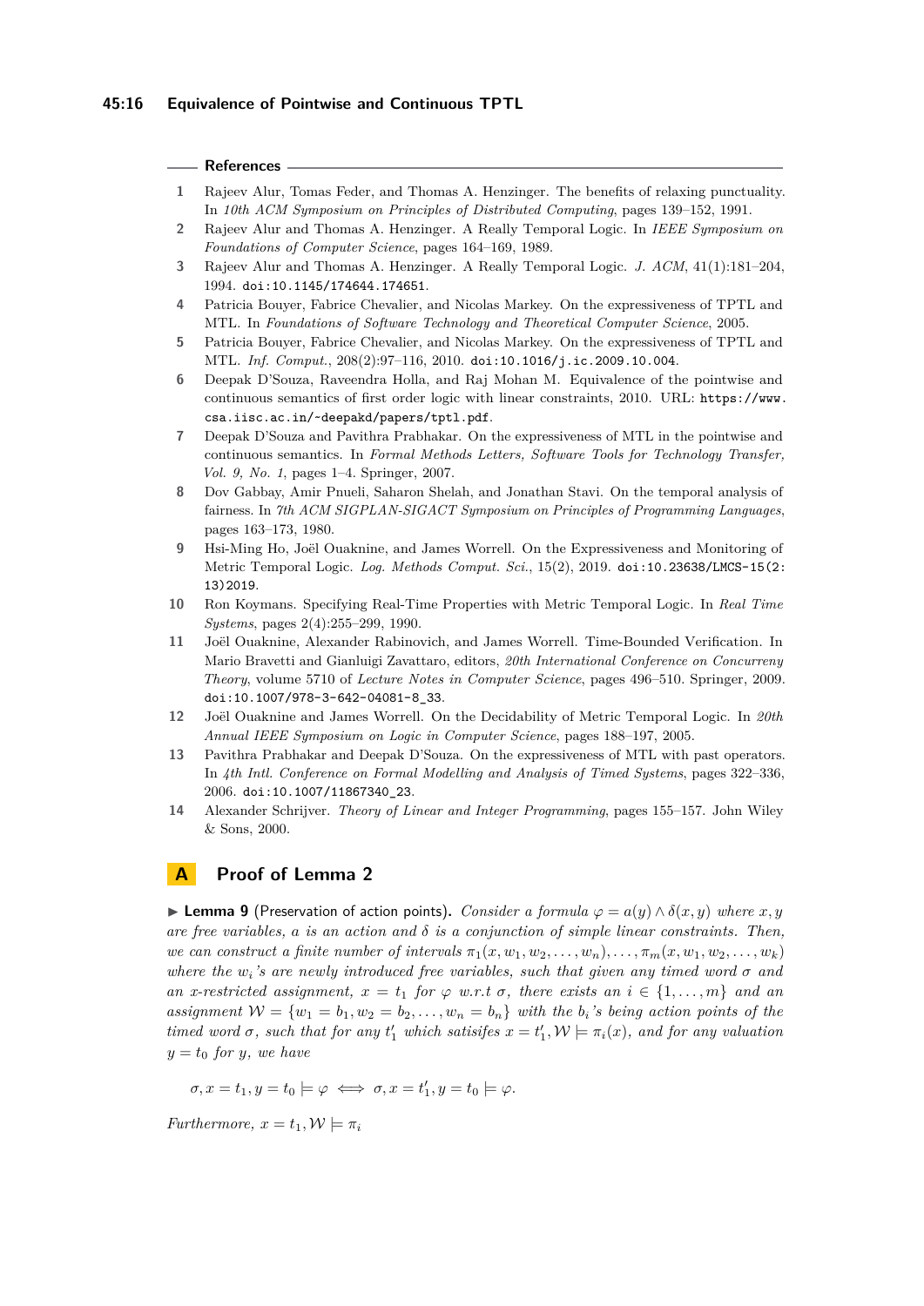## References

1. Rajeev Alur, Tomas Feder, and Thomas A. Henzinger. The benefits of relaxing punctuality. In *10th ACM Symposium on Principles of Distributed Computing*, pages 139–152, 1991.
2. Rajeev Alur and Thomas A. Henzinger. A Really Temporal Logic. In *IEEE Symposium on Foundations of Computer Science*, pages 164–169, 1989.
3. Rajeev Alur and Thomas A. Henzinger. A Really Temporal Logic. *J. ACM*, 41(1):181–204, 1994. doi:10.1145/174644.174651.
4. Patricia Bouyer, Fabrice Chevalier, and Nicolas Markey. On the expressiveness of TPTL and MTL. In *Foundations of Software Technology and Theoretical Computer Science*, 2005.
5. Patricia Bouyer, Fabrice Chevalier, and Nicolas Markey. On the expressiveness of TPTL and MTL. *Inf. Comput.*, 208(2):97–116, 2010. doi:10.1016/j.ic.2009.10.004.
6. Deepak D'Souza, Raveendra Holla, and Raj Mohan M. Equivalence of the pointwise and continuous semantics of first order logic with linear constraints, 2010. URL: https://www.csa.iisc.ac.in/~deepakd/papers/tptl.pdf.
7. Deepak D'Souza and Pavithra Prabhakar. On the expressiveness of MTL in the pointwise and continuous semantics. In *Formal Methods Letters, Software Tools for Technology Transfer, Vol. 9, No. 1*, pages 1–4. Springer, 2007.
8. Dov Gabbay, Amir Pnueli, Saharon Shelah, and Jonathan Stavi. On the temporal analysis of fairness. In *7th ACM SIGPLAN-SIGACT Symposium on Principles of Programming Languages*, pages 163–173, 1980.
9. Hsi-Ming Ho, Joël Ouaknine, and James Worrell. On the Expressiveness and Monitoring of Metric Temporal Logic. *Log. Methods Comput. Sci.*, 15(2), 2019. doi:10.23638/LMCS-15(2:13)2019.
10. Ron Koymans. Specifying Real-Time Properties with Metric Temporal Logic. In *Real Time Systems*, pages 2(4):255–299, 1990.
11. Joël Ouaknine, Alexander Rabinovich, and James Worrell. Time-Bounded Verification. In Mario Bravetti and Gianluigi Zavattaro, editors, *20th International Conference on Concurreny Theory*, volume 5710 of *Lecture Notes in Computer Science*, pages 496–510. Springer, 2009. doi:10.1007/978-3-642-04081-8_33.
12. Joël Ouaknine and James Worrell. On the Decidability of Metric Temporal Logic. In *20th Annual IEEE Symposium on Logic in Computer Science*, pages 188–197, 2005.
13. Pavithra Prabhakar and Deepak D'Souza. On the expressiveness of MTL with past operators. In *4th Intl. Conference on Formal Modelling and Analysis of Timed Systems*, pages 322–336, 2006. doi:10.1007/11867340_23.
14. Alexander Schrijver. *Theory of Linear and Integer Programming*, pages 155–157. John Wiley & Sons, 2000.

# A Proof of Lemma 2

▶ **Lemma 9** (Preservation of action points). *Consider a formula $\varphi = a(y) \wedge \delta(x, y)$ where $x, y$ are free variables, $a$ is an action and $\delta$ is a conjunction of simple linear constraints. Then, we can construct a finite number of intervals $\pi_1(x, w_1, w_2, \ldots, w_n), \ldots, \pi_m(x, w_1, w_2, \ldots, w_k)$ where the $w_i$'s are newly introduced free variables, such that given any timed word $\sigma$ and an $x$-restricted assignment, $x = t_1$ for $\varphi$ w.r.t $\sigma$, there exists an $i \in \{1, \ldots, m\}$ and an assignment $\mathcal{W} = \{w_1 = b_1, w_2 = b_2, \ldots, w_n = b_n\}$ with the $b_i$'s being action points of the timed word $\sigma$, such that for any $t_1'$ which satisifes $x = t_1', \mathcal{W} \models \pi_i(x)$, and for any valuation $y = t_0$ for $y$, we have*

$$\sigma, x = t_1, y = t_0 \models \varphi \iff \sigma, x = t_1', y = t_0 \models \varphi.$$

*Furthermore, $x = t_1, \mathcal{W} \models \pi_i$*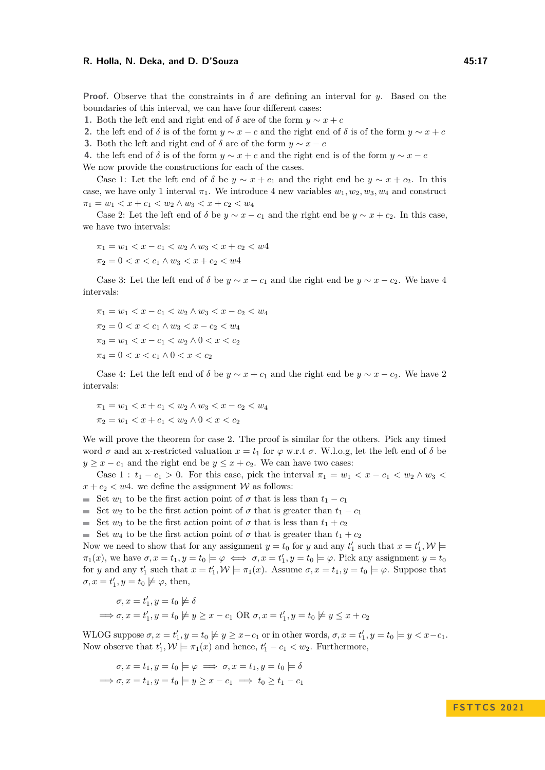**Proof.** Observe that the constraints in $\delta$ are defining an interval for $y$. Based on the boundaries of this interval, we can have four different cases:

1. Both the left end and right end of $\delta$ are of the form $y \sim x + c$
2. the left end of $\delta$ is of the form $y \sim x - c$ and the right end of $\delta$ is of the form $y \sim x + c$
3. Both the left and right end of $\delta$ are of the form $y \sim x - c$
4. the left end of $\delta$ is of the form $y \sim x + c$ and the right end is of the form $y \sim x - c$

We now provide the constructions for each of the cases.

Case 1: Let the left end of $\delta$ be $y \sim x + c_1$ and the right end be $y \sim x + c_2$. In this case, we have only 1 interval $\pi_1$. We introduce 4 new variables $w_1, w_2, w_3, w_4$ and construct $\pi_1 = w_1 < x + c_1 < w_2 \wedge w_3 < x + c_2 < w_4$

Case 2: Let the left end of $\delta$ be $y \sim x - c_1$ and the right end be $y \sim x + c_2$. In this case, we have two intervals:

$$\pi_1 = w_1 < x - c_1 < w_2 \wedge w_3 < x + c_2 < w4$$
$$\pi_2 = 0 < x < c_1 \wedge w_3 < x + c_2 < w4$$

Case 3: Let the left end of $\delta$ be $y \sim x - c_1$ and the right end be $y \sim x - c_2$. We have 4 intervals:

$$\pi_1 = w_1 < x - c_1 < w_2 \wedge w_3 < x - c_2 < w_4$$
$$\pi_2 = 0 < x < c_1 \wedge w_3 < x - c_2 < w_4$$
$$\pi_3 = w_1 < x - c_1 < w_2 \wedge 0 < x < c_2$$
$$\pi_4 = 0 < x < c_1 \wedge 0 < x < c_2$$

Case 4: Let the left end of $\delta$ be $y \sim x + c_1$ and the right end be $y \sim x - c_2$. We have 2 intervals:

$$\pi_1 = w_1 < x + c_1 < w_2 \wedge w_3 < x - c_2 < w_4$$
$$\pi_2 = w_1 < x + c_1 < w_2 \wedge 0 < x < c_2$$

We will prove the theorem for case 2. The proof is similar for the others. Pick any timed word $\sigma$ and an x-restricted valuation $x = t_1$ for $\varphi$ w.r.t $\sigma$. W.l.o.g, let the left end of $\delta$ be $y \geq x - c_1$ and the right end be $y \leq x + c_2$. We can have two cases:

Case 1 : $t_1 - c_1 > 0$. For this case, pick the interval $\pi_1 = w_1 < x - c_1 < w_2 \wedge w_3 < x + c_2 < w4$. we define the assignment $\mathcal{W}$ as follows:

- Set $w_1$ to be the first action point of $\sigma$ that is less than $t_1 - c_1$
- Set $w_2$ to be the first action point of $\sigma$ that is greater than $t_1 - c_1$
- Set $w_3$ to be the first action point of $\sigma$ that is less than $t_1 + c_2$
- Set $w_4$ to be the first action point of $\sigma$ that is greater than $t_1 + c_2$

Now we need to show that for any assignment $y = t_0$ for $y$ and any $t'_1$ such that $x = t'_1, \mathcal{W} \models \pi_1(x)$, we have $\sigma, x = t_1, y = t_0 \models \varphi \iff \sigma, x = t'_1, y = t_0 \models \varphi$. Pick any assignment $y = t_0$ for $y$ and any $t'_1$ such that $x = t'_1, \mathcal{W} \models \pi_1(x)$. Assume $\sigma, x = t_1, y = t_0 \models \varphi$. Suppose that $\sigma, x = t'_1, y = t_0 \not\models \varphi$, then,

$$\begin{aligned}
&\sigma, x = t'_1, y = t_0 \not\models \delta \\
\implies &\sigma, x = t'_1, y = t_0 \not\models y \geq x - c_1 \text{ OR } \sigma, x = t'_1, y = t_0 \not\models y \leq x + c_2
\end{aligned}$$

WLOG suppose $\sigma, x = t'_1, y = t_0 \not\models y \geq x - c_1$ or in other words, $\sigma, x = t'_1, y = t_0 \models y < x - c_1$. Now observe that $t'_1, \mathcal{W} \models \pi_1(x)$ and hence, $t'_1 - c_1 < w_2$. Furthermore,

$$\begin{aligned}
&\sigma, x = t_1, y = t_0 \models \varphi \implies \sigma, x = t_1, y = t_0 \models \delta \\
\implies &\sigma, x = t_1, y = t_0 \models y \geq x - c_1 \implies t_0 \geq t_1 - c_1
\end{aligned}$$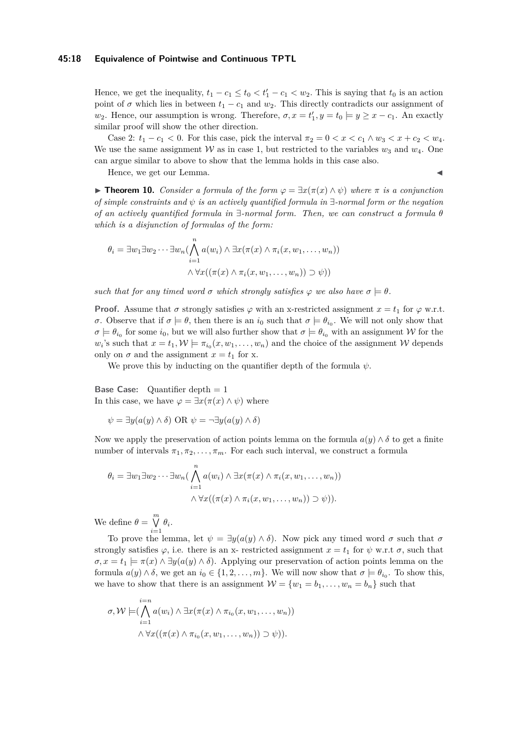Hence, we get the inequality, $t_1 - c_1 \leq t_0 < t'_1 - c_1 < w_2$. This is saying that $t_0$ is an action point of $\sigma$ which lies in between $t_1 - c_1$ and $w_2$. This directly contradicts our assignment of $w_2$. Hence, our assumption is wrong. Therefore, $\sigma, x = t'_1, y = t_0 \models y \geq x - c_1$. An exactly similar proof will show the other direction.

Case 2: $t_1 - c_1 < 0$. For this case, pick the interval $\pi_2 = 0 < x < c_1 \wedge w_3 < x + c_2 < w_4$. We use the same assignment $\mathcal{W}$ as in case 1, but restricted to the variables $w_3$ and $w_4$. One can argue similar to above to show that the lemma holds in this case also.

Hence, we get our Lemma. ◀

▶ **Theorem 10.** *Consider a formula of the form $\varphi = \exists x(\pi(x) \wedge \psi)$ where $\pi$ is a conjunction of simple constraints and $\psi$ is an actively quantified formula in $\exists$-normal form or the negation of an actively quantified formula in $\exists$-normal form. Then, we can construct a formula $\theta$ which is a disjunction of formulas of the form:*

$$\theta_i = \exists w_1 \exists w_2 \cdots \exists w_n (\bigwedge_{i=1}^{n} a(w_i) \wedge \exists x(\pi(x) \wedge \pi_i(x, w_1, \ldots, w_n)) \\ \wedge \forall x((\pi(x) \wedge \pi_i(x, w_1, \ldots, w_n)) \supset \psi))$$

*such that for any timed word $\sigma$ which strongly satisfies $\varphi$ we also have $\sigma \models \theta$.*

**Proof.** Assume that $\sigma$ strongly satisfies $\varphi$ with an x-restricted assignment $x = t_1$ for $\varphi$ w.r.t. $\sigma$. Observe that if $\sigma \models \theta$, then there is an $i_0$ such that $\sigma \models \theta_{i_0}$. We will not only show that $\sigma \models \theta_{i_0}$ for some $i_0$, but we will also further show that $\sigma \models \theta_{i_0}$ with an assignment $\mathcal{W}$ for the $w_i$'s such that $x = t_1, \mathcal{W} \models \pi_{i_0}(x, w_1, \ldots, w_n)$ and the choice of the assignment $\mathcal{W}$ depends only on $\sigma$ and the assignment $x = t_1$ for x.

We prove this by inducting on the quantifier depth of the formula $\psi$.

**Base Case:** Quantifier depth = 1
In this case, we have $\varphi = \exists x(\pi(x) \wedge \psi)$ where

$$\psi = \exists y(a(y) \wedge \delta) \text{ OR } \psi = \neg \exists y(a(y) \wedge \delta)$$

Now we apply the preservation of action points lemma on the formula $a(y) \wedge \delta$ to get a finite number of intervals $\pi_1, \pi_2, \ldots, \pi_m$. For each such interval, we construct a formula

$$\theta_i = \exists w_1 \exists w_2 \cdots \exists w_n (\bigwedge_{i=1}^{n} a(w_i) \wedge \exists x(\pi(x) \wedge \pi_i(x, w_1, \ldots, w_n)) \\ \wedge \forall x((\pi(x) \wedge \pi_i(x, w_1, \ldots, w_n)) \supset \psi)).$$

We define $\theta = \bigvee_{i=1}^{m} \theta_i$.

To prove the lemma, let $\psi = \exists y(a(y) \wedge \delta)$. Now pick any timed word $\sigma$ such that $\sigma$ strongly satisfies $\varphi$, i.e. there is an x- restricted assignment $x = t_1$ for $\psi$ w.r.t $\sigma$, such that $\sigma, x = t_1 \models \pi(x) \wedge \exists y(a(y) \wedge \delta)$. Applying our preservation of action points lemma on the formula $a(y) \wedge \delta$, we get an $i_0 \in \{1, 2, \ldots, m\}$. We will now show that $\sigma \models \theta_{i_0}$. To show this, we have to show that there is an assignment $\mathcal{W} = \{w_1 = b_1, \ldots, w_n = b_n\}$ such that

$$\sigma, \mathcal{W} \models (\bigwedge_{i=1}^{i=n} a(w_i) \wedge \exists x(\pi(x) \wedge \pi_{i_0}(x, w_1, \ldots, w_n)) \\ \wedge \forall x((\pi(x) \wedge \pi_{i_0}(x, w_1, \ldots, w_n)) \supset \psi)).$$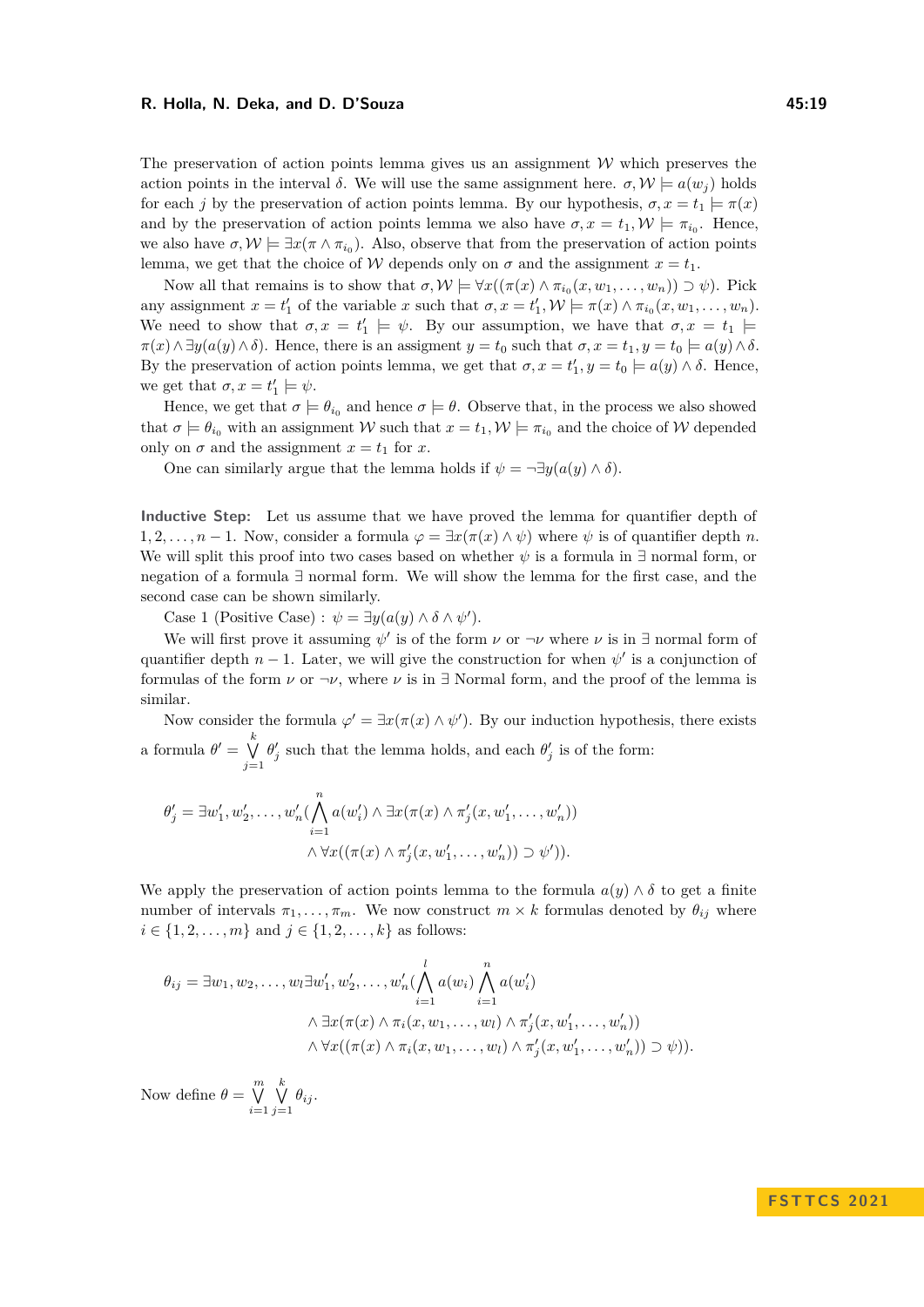The preservation of action points lemma gives us an assignment $\mathcal{W}$ which preserves the action points in the interval $\delta$. We will use the same assignment here. $\sigma, \mathcal{W} \models a(w_j)$ holds for each $j$ by the preservation of action points lemma. By our hypothesis, $\sigma, x = t_1 \models \pi(x)$ and by the preservation of action points lemma we also have $\sigma, x = t_1, \mathcal{W} \models \pi_{i_0}$. Hence, we also have $\sigma, \mathcal{W} \models \exists x(\pi \wedge \pi_{i_0})$. Also, observe that from the preservation of action points lemma, we get that the choice of $\mathcal{W}$ depends only on $\sigma$ and the assignment $x = t_1$.

Now all that remains is to show that $\sigma, \mathcal{W} \models \forall x((\pi(x) \wedge \pi_{i_0}(x, w_1, \ldots, w_n)) \supset \psi)$. Pick any assignment $x = t_1'$ of the variable $x$ such that $\sigma, x = t_1', \mathcal{W} \models \pi(x) \wedge \pi_{i_0}(x, w_1, \ldots, w_n)$. We need to show that $\sigma, x = t_1' \models \psi$. By our assumption, we have that $\sigma, x = t_1 \models \pi(x) \wedge \exists y(a(y) \wedge \delta)$. Hence, there is an assigment $y = t_0$ such that $\sigma, x = t_1, y = t_0 \models a(y) \wedge \delta$. By the preservation of action points lemma, we get that $\sigma, x = t_1', y = t_0 \models a(y) \wedge \delta$. Hence, we get that $\sigma, x = t_1' \models \psi$.

Hence, we get that $\sigma \models \theta_{i_0}$ and hence $\sigma \models \theta$. Observe that, in the process we also showed that $\sigma \models \theta_{i_0}$ with an assignment $\mathcal{W}$ such that $x = t_1, \mathcal{W} \models \pi_{i_0}$ and the choice of $\mathcal{W}$ depended only on $\sigma$ and the assignment $x = t_1$ for $x$.

One can similarly argue that the lemma holds if $\psi = \neg\exists y(a(y) \wedge \delta)$.

**Inductive Step:** Let us assume that we have proved the lemma for quantifier depth of $1, 2, \ldots, n-1$. Now, consider a formula $\varphi = \exists x(\pi(x) \wedge \psi)$ where $\psi$ is of quantifier depth $n$. We will split this proof into two cases based on whether $\psi$ is a formula in $\exists$ normal form, or negation of a formula $\exists$ normal form. We will show the lemma for the first case, and the second case can be shown similarly.

Case 1 (Positive Case) : $\psi = \exists y(a(y) \wedge \delta \wedge \psi')$.

We will first prove it assuming $\psi'$ is of the form $\nu$ or $\neg\nu$ where $\nu$ is in $\exists$ normal form of quantifier depth $n-1$. Later, we will give the construction for when $\psi'$ is a conjunction of formulas of the form $\nu$ or $\neg\nu$, where $\nu$ is in $\exists$ Normal form, and the proof of the lemma is similar.

Now consider the formula $\varphi' = \exists x(\pi(x) \wedge \psi')$. By our induction hypothesis, there exists a formula $\theta' = \bigvee_{j=1}^{k} \theta_j'$ such that the lemma holds, and each $\theta_j'$ is of the form:

$$\theta_j' = \exists w_1', w_2', \ldots, w_n' (\bigwedge_{i=1}^{n} a(w_i') \wedge \exists x(\pi(x) \wedge \pi_j'(x, w_1', \ldots, w_n'))$$
$$\wedge \forall x((\pi(x) \wedge \pi_j'(x, w_1', \ldots, w_n')) \supset \psi')).$$

We apply the preservation of action points lemma to the formula $a(y) \wedge \delta$ to get a finite number of intervals $\pi_1, \ldots, \pi_m$. We now construct $m \times k$ formulas denoted by $\theta_{ij}$ where $i \in \{1, 2, \ldots, m\}$ and $j \in \{1, 2, \ldots, k\}$ as follows:

$$\theta_{ij} = \exists w_1, w_2, \ldots, w_l \exists w_1', w_2', \ldots, w_n' (\bigwedge_{i=1}^{l} a(w_i) \bigwedge_{i=1}^{n} a(w_i')$$
$$\wedge \exists x(\pi(x) \wedge \pi_i(x, w_1, \ldots, w_l) \wedge \pi_j'(x, w_1', \ldots, w_n'))$$
$$\wedge \forall x((\pi(x) \wedge \pi_i(x, w_1, \ldots, w_l) \wedge \pi_j'(x, w_1', \ldots, w_n')) \supset \psi)).$$

Now define $\theta = \bigvee_{i=1}^{m} \bigvee_{j=1}^{k} \theta_{ij}$.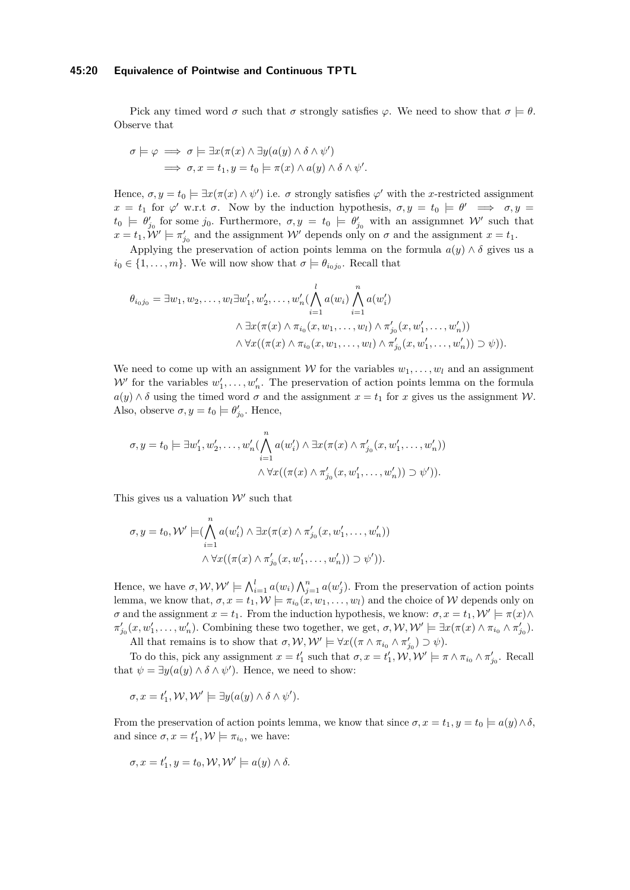Pick any timed word $\sigma$ such that $\sigma$ strongly satisfies $\varphi$. We need to show that $\sigma \models \theta$. Observe that

$$\sigma \models \varphi \implies \sigma \models \exists x(\pi(x) \wedge \exists y(a(y) \wedge \delta \wedge \psi')$$
$$\implies \sigma, x = t_1, y = t_0 \models \pi(x) \wedge a(y) \wedge \delta \wedge \psi'.$$

Hence, $\sigma, y = t_0 \models \exists x(\pi(x) \wedge \psi')$ i.e. $\sigma$ strongly satisfies $\varphi'$ with the $x$-restricted assignment $x = t_1$ for $\varphi'$ w.r.t $\sigma$. Now by the induction hypothesis, $\sigma, y = t_0 \models \theta' \implies \sigma, y = t_0 \models \theta'_{j_0}$ for some $j_0$. Furthermore, $\sigma, y = t_0 \models \theta'_{j_0}$ with an assignmnet $\mathcal{W}'$ such that $x = t_1, \mathcal{W}' \models \pi'_{j_0}$ and the assignment $\mathcal{W}'$ depends only on $\sigma$ and the assignment $x = t_1$.

Applying the preservation of action points lemma on the formula $a(y) \wedge \delta$ gives us a $i_0 \in \{1, \ldots, m\}$. We will now show that $\sigma \models \theta_{i_0 j_0}$. Recall that

$$\theta_{i_0 j_0} = \exists w_1, w_2, \ldots, w_l \exists w'_1, w'_2, \ldots, w'_n (\bigwedge_{i=1}^{l} a(w_i) \bigwedge_{i=1}^{n} a(w'_i)$$
$$\wedge \exists x(\pi(x) \wedge \pi_{i_0}(x, w_1, \ldots, w_l) \wedge \pi'_{j_0}(x, w'_1, \ldots, w'_n))$$
$$\wedge \forall x((\pi(x) \wedge \pi_{i_0}(x, w_1, \ldots, w_l) \wedge \pi'_{j_0}(x, w'_1, \ldots, w'_n)) \supset \psi)).$$

We need to come up with an assignment $\mathcal{W}$ for the variables $w_1, \ldots, w_l$ and an assignment $\mathcal{W}'$ for the variables $w'_1, \ldots, w'_n$. The preservation of action points lemma on the formula $a(y) \wedge \delta$ using the timed word $\sigma$ and the assignment $x = t_1$ for $x$ gives us the assignment $\mathcal{W}$. Also, observe $\sigma, y = t_0 \models \theta'_{j_0}$. Hence,

$$\sigma, y = t_0 \models \exists w'_1, w'_2, \ldots, w'_n (\bigwedge_{i=1}^{n} a(w'_i) \wedge \exists x(\pi(x) \wedge \pi'_{j_0}(x, w'_1, \ldots, w'_n))$$
$$\wedge \forall x((\pi(x) \wedge \pi'_{j_0}(x, w'_1, \ldots, w'_n)) \supset \psi')).$$

This gives us a valuation $\mathcal{W}'$ such that

$$\sigma, y = t_0, \mathcal{W}' \models (\bigwedge_{i=1}^{n} a(w'_i) \wedge \exists x(\pi(x) \wedge \pi'_{j_0}(x, w'_1, \ldots, w'_n))$$
$$\wedge \forall x((\pi(x) \wedge \pi'_{j_0}(x, w'_1, \ldots, w'_n)) \supset \psi')).$$

Hence, we have $\sigma, \mathcal{W}, \mathcal{W}' \models \bigwedge_{i=1}^{l} a(w_i) \bigwedge_{j=1}^{n} a(w'_j)$. From the preservation of action points lemma, we know that, $\sigma, x = t_1, \mathcal{W} \models \pi_{i_0}(x, w_1, \ldots, w_l)$ and the choice of $\mathcal{W}$ depends only on $\sigma$ and the assignment $x = t_1$. From the induction hypothesis, we know: $\sigma, x = t_1, \mathcal{W}' \models \pi(x) \wedge \pi'_{j_0}(x, w'_1, \ldots, w'_n)$. Combining these two together, we get, $\sigma, \mathcal{W}, \mathcal{W}' \models \exists x(\pi(x) \wedge \pi_{i_0} \wedge \pi'_{j_0})$.

All that remains is to show that $\sigma, \mathcal{W}, \mathcal{W}' \models \forall x((\pi \wedge \pi_{i_0} \wedge \pi'_{j_0}) \supset \psi)$.

To do this, pick any assignment $x = t'_1$ such that $\sigma, x = t'_1, \mathcal{W}, \mathcal{W}' \models \pi \wedge \pi_{i_0} \wedge \pi'_{j_0}$. Recall that $\psi = \exists y(a(y) \wedge \delta \wedge \psi')$. Hence, we need to show:

$$\sigma, x = t'_1, \mathcal{W}, \mathcal{W}' \models \exists y(a(y) \wedge \delta \wedge \psi').$$

From the preservation of action points lemma, we know that since $\sigma, x = t_1, y = t_0 \models a(y) \wedge \delta$, and since $\sigma, x = t'_1, \mathcal{W} \models \pi_{i_0}$, we have:

$$\sigma, x = t'_1, y = t_0, \mathcal{W}, \mathcal{W}' \models a(y) \wedge \delta.$$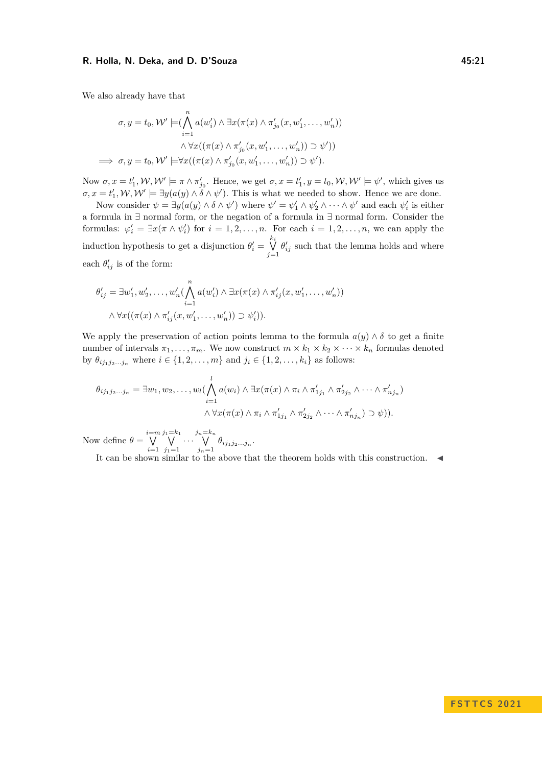We also already have that

$$
\begin{aligned}
&\sigma, y = t_0, \mathcal{W}' \models (\bigwedge_{i=1}^{n} a(w_i') \wedge \exists x(\pi(x) \wedge \pi'_{j_0}(x, w_1', \ldots, w_n')) \\
&\qquad\qquad \wedge \forall x((\pi(x) \wedge \pi'_{j_0}(x, w_1', \ldots, w_n')) \supset \psi')) \\
\implies &\sigma, y = t_0, \mathcal{W}' \models \forall x((\pi(x) \wedge \pi'_{j_0}(x, w_1', \ldots, w_n')) \supset \psi').
\end{aligned}
$$

Now $\sigma, x = t_1', \mathcal{W}, \mathcal{W}' \models \pi \wedge \pi'_{j_0}$. Hence, we get $\sigma, x = t_1', y = t_0, \mathcal{W}, \mathcal{W}' \models \psi'$, which gives us $\sigma, x = t_1', \mathcal{W}, \mathcal{W}' \models \exists y(a(y) \wedge \delta \wedge \psi')$. This is what we needed to show. Hence we are done.

Now consider $\psi = \exists y(a(y) \wedge \delta \wedge \psi')$ where $\psi' = \psi_1' \wedge \psi_2' \wedge \cdots \wedge \psi'$ and each $\psi_i'$ is either a formula in $\exists$ normal form, or the negation of a formula in $\exists$ normal form. Consider the formulas: $\varphi_i' = \exists x(\pi \wedge \psi_i')$ for $i = 1, 2, \ldots, n$. For each $i = 1, 2, \ldots, n$, we can apply the induction hypothesis to get a disjunction $\theta_i' = \bigvee_{j=1}^{k_i} \theta_{ij}'$ such that the lemma holds and where each $\theta_{ij}'$ is of the form:

$$
\begin{aligned}
\theta_{ij}' = &\exists w_1', w_2', \ldots, w_n' (\bigwedge_{i=1}^{n} a(w_i') \wedge \exists x(\pi(x) \wedge \pi_{ij}'(x, w_1', \ldots, w_n')) \\
&\wedge \forall x((\pi(x) \wedge \pi_{ij}'(x, w_1', \ldots, w_n')) \supset \psi_i')).
\end{aligned}
$$

We apply the preservation of action points lemma to the formula $a(y) \wedge \delta$ to get a finite number of intervals $\pi_1, \ldots, \pi_m$. We now construct $m \times k_1 \times k_2 \times \cdots \times k_n$ formulas denoted by $\theta_{ij_1j_2\ldots j_n}$ where $i \in \{1, 2, \ldots, m\}$ and $j_i \in \{1, 2, \ldots, k_i\}$ as follows:

$$
\begin{aligned}
\theta_{ij_1j_2\ldots j_n} = \exists w_1, w_2, \ldots, w_l (&\bigwedge_{i=1}^{l} a(w_i) \wedge \exists x(\pi(x) \wedge \pi_i \wedge \pi'_{1j_1} \wedge \pi'_{2j_2} \wedge \cdots \wedge \pi'_{nj_n}) \\
&\wedge \forall x(\pi(x) \wedge \pi_i \wedge \pi'_{1j_1} \wedge \pi'_{2j_2} \wedge \cdots \wedge \pi'_{nj_n}) \supset \psi)).
\end{aligned}
$$

Now define $\theta = \bigvee_{i=1}^{i=m} \bigvee_{j_1=1}^{j_1=k_1} \cdots \bigvee_{j_n=1}^{j_n=k_n} \theta_{ij_1j_2\ldots j_n}$.

It can be shown similar to the above that the theorem holds with this construction. ◀